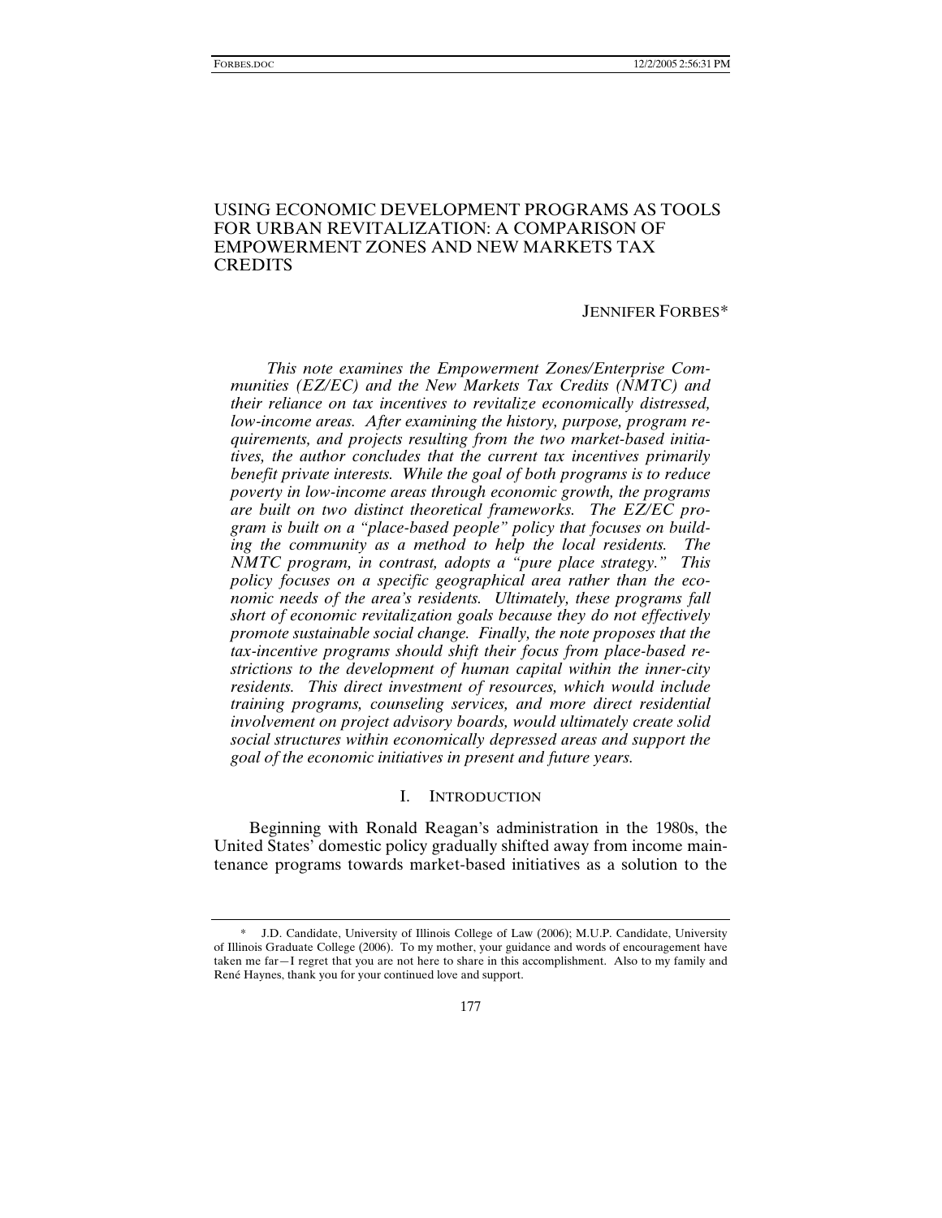# USING ECONOMIC DEVELOPMENT PROGRAMS AS TOOLS FOR URBAN REVITALIZATION: A COMPARISON OF EMPOWERMENT ZONES AND NEW MARKETS TAX CREDITS

JENNIFER FORBES*

*This note examines the Empowerment Zones/Enterprise Communities (EZ/EC) and the New Markets Tax Credits (NMTC) and their reliance on tax incentives to revitalize economically distressed, low-income areas. After examining the history, purpose, program requirements, and projects resulting from the two market-based initiatives, the author concludes that the current tax incentives primarily benefit private interests. While the goal of both programs is to reduce poverty in low-income areas through economic growth, the programs are built on two distinct theoretical frameworks. The EZ/EC program is built on a "place-based people" policy that focuses on building the community as a method to help the local residents. The NMTC program, in contrast, adopts a "pure place strategy." This policy focuses on a specific geographical area rather than the economic needs of the area's residents. Ultimately, these programs fall short of economic revitalization goals because they do not effectively promote sustainable social change. Finally, the note proposes that the tax-incentive programs should shift their focus from place-based restrictions to the development of human capital within the inner-city residents. This direct investment of resources, which would include training programs, counseling services, and more direct residential involvement on project advisory boards, would ultimately create solid social structures within economically depressed areas and support the goal of the economic initiatives in present and future years.*

## I. INTRODUCTION

Beginning with Ronald Reagan's administration in the 1980s, the United States' domestic policy gradually shifted away from income maintenance programs towards market-based initiatives as a solution to the

---

\* J.D. Candidate, University of Illinois College of Law (2006); M.U.P. Candidate, University of Illinois Graduate College (2006). To my mother, your guidance and words of encouragement have taken me far—I regret that you are not here to share in this accomplishment. Also to my family and René Haynes, thank you for your continued love and support.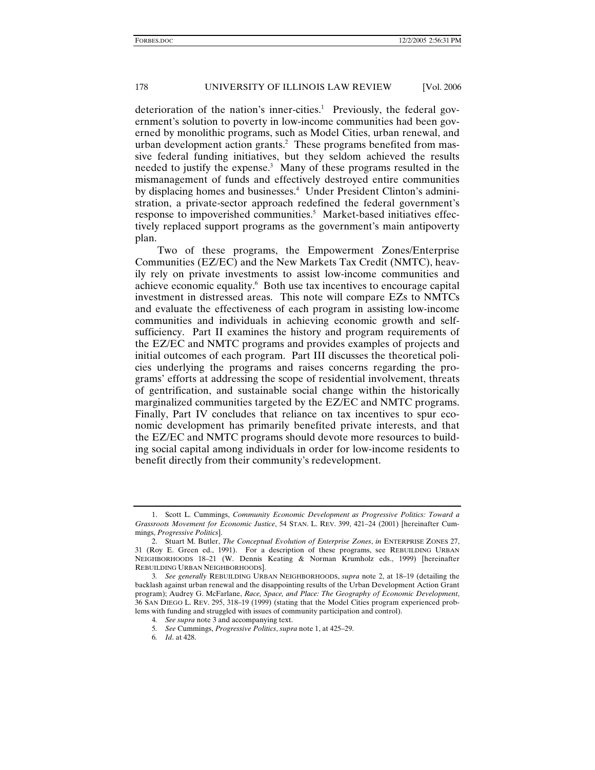deterioration of the nation's inner-cities.[1] Previously, the federal government's solution to poverty in low-income communities had been governed by monolithic programs, such as Model Cities, urban renewal, and urban development action grants.[2] These programs benefited from massive federal funding initiatives, but they seldom achieved the results needed to justify the expense.[3] Many of these programs resulted in the mismanagement of funds and effectively destroyed entire communities by displacing homes and businesses.[4] Under President Clinton's administration, a private-sector approach redefined the federal government's response to impoverished communities.[5] Market-based initiatives effectively replaced support programs as the government's main antipoverty plan.

Two of these programs, the Empowerment Zones/Enterprise Communities (EZ/EC) and the New Markets Tax Credit (NMTC), heavily rely on private investments to assist low-income communities and achieve economic equality.[6] Both use tax incentives to encourage capital investment in distressed areas. This note will compare EZs to NMTCs and evaluate the effectiveness of each program in assisting low-income communities and individuals in achieving economic growth and self-sufficiency. Part II examines the history and program requirements of the EZ/EC and NMTC programs and provides examples of projects and initial outcomes of each program. Part III discusses the theoretical policies underlying the programs and raises concerns regarding the programs' efforts at addressing the scope of residential involvement, threats of gentrification, and sustainable social change within the historically marginalized communities targeted by the EZ/EC and NMTC programs. Finally, Part IV concludes that reliance on tax incentives to spur economic development has primarily benefited private interests, and that the EZ/EC and NMTC programs should devote more resources to building social capital among individuals in order for low-income residents to benefit directly from their community's redevelopment.

---

1. Scott L. Cummings, *Community Economic Development as Progressive Politics: Toward a Grassroots Movement for Economic Justice*, 54 STAN. L. REV. 399, 421–24 (2001) [hereinafter Cummings, *Progressive Politics*].

2. Stuart M. Butler, *The Conceptual Evolution of Enterprise Zones*, *in* ENTERPRISE ZONES 27, 31 (Roy E. Green ed., 1991). For a description of these programs, see REBUILDING URBAN NEIGHBORHOODS 18–21 (W. Dennis Keating & Norman Krumholz eds., 1999) [hereinafter REBUILDING URBAN NEIGHBORHOODS].

3. *See generally* REBUILDING URBAN NEIGHBORHOODS, *supra* note 2, at 18–19 (detailing the backlash against urban renewal and the disappointing results of the Urban Development Action Grant program); Audrey G. McFarlane, *Race, Space, and Place: The Geography of Economic Development*, 36 SAN DIEGO L. REV. 295, 318–19 (1999) (stating that the Model Cities program experienced problems with funding and struggled with issues of community participation and control).

4. *See supra* note 3 and accompanying text.

5. *See* Cummings, *Progressive Politics*, *supra* note 1, at 425–29.

6. *Id*. at 428.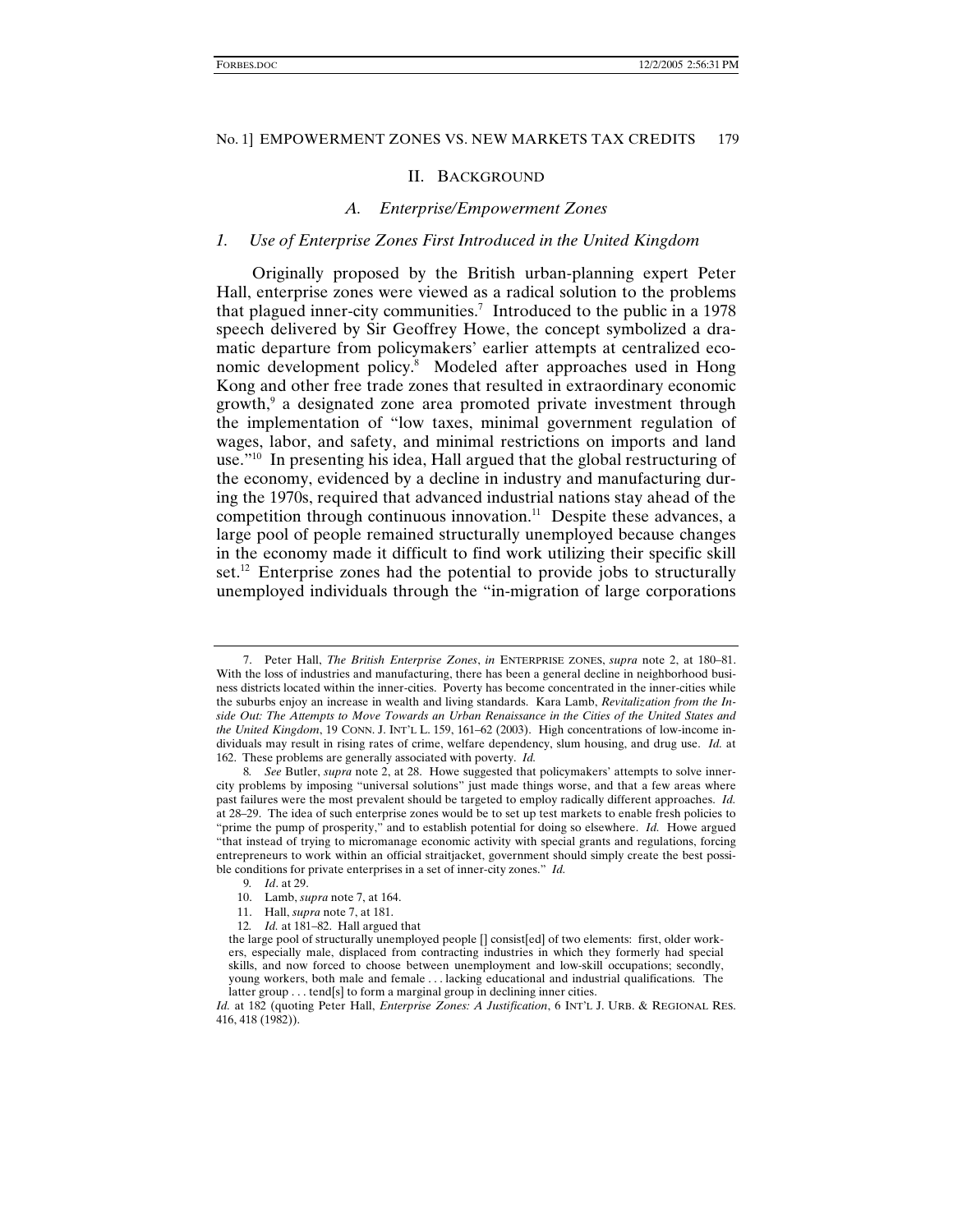## II. BACKGROUND

### A. *Enterprise/Empowerment Zones*

#### 1. *Use of Enterprise Zones First Introduced in the United Kingdom*

Originally proposed by the British urban-planning expert Peter Hall, enterprise zones were viewed as a radical solution to the problems that plagued inner-city communities.[7] Introduced to the public in a 1978 speech delivered by Sir Geoffrey Howe, the concept symbolized a dramatic departure from policymakers' earlier attempts at centralized economic development policy.[8] Modeled after approaches used in Hong Kong and other free trade zones that resulted in extraordinary economic growth,[9] a designated zone area promoted private investment through the implementation of "low taxes, minimal government regulation of wages, labor, and safety, and minimal restrictions on imports and land use."[10] In presenting his idea, Hall argued that the global restructuring of the economy, evidenced by a decline in industry and manufacturing during the 1970s, required that advanced industrial nations stay ahead of the competition through continuous innovation.[11] Despite these advances, a large pool of people remained structurally unemployed because changes in the economy made it difficult to find work utilizing their specific skill set.[12] Enterprise zones had the potential to provide jobs to structurally unemployed individuals through the "in-migration of large corporations

---

7. Peter Hall, *The British Enterprise Zones*, *in* ENTERPRISE ZONES, *supra* note 2, at 180–81. With the loss of industries and manufacturing, there has been a general decline in neighborhood business districts located within the inner-cities. Poverty has become concentrated in the inner-cities while the suburbs enjoy an increase in wealth and living standards. Kara Lamb, *Revitalization from the Inside Out: The Attempts to Move Towards an Urban Renaissance in the Cities of the United States and the United Kingdom*, 19 CONN. J. INT'L L. 159, 161–62 (2003). High concentrations of low-income individuals may result in rising rates of crime, welfare dependency, slum housing, and drug use. *Id.* at 162. These problems are generally associated with poverty. *Id.*

8. *See* Butler, *supra* note 2, at 28. Howe suggested that policymakers' attempts to solve inner-city problems by imposing "universal solutions" just made things worse, and that a few areas where past failures were the most prevalent should be targeted to employ radically different approaches. *Id.* at 28–29. The idea of such enterprise zones would be to set up test markets to enable fresh policies to "prime the pump of prosperity," and to establish potential for doing so elsewhere. *Id.* Howe argued "that instead of trying to micromanage economic activity with special grants and regulations, forcing entrepreneurs to work within an official straitjacket, government should simply create the best possible conditions for private enterprises in a set of inner-city zones." *Id.*

9. *Id*. at 29.

10. Lamb, *supra* note 7, at 164.

11. Hall, *supra* note 7, at 181.

12. *Id.* at 181–82. Hall argued that

> the large pool of structurally unemployed people [] consist[ed] of two elements: first, older workers, especially male, displaced from contracting industries in which they formerly had special skills, and now forced to choose between unemployment and low-skill occupations; secondly, young workers, both male and female . . . lacking educational and industrial qualifications. The latter group . . . tend[s] to form a marginal group in declining inner cities.

*Id.* at 182 (quoting Peter Hall, *Enterprise Zones: A Justification*, 6 INT'L J. URB. & REGIONAL RES. 416, 418 (1982)).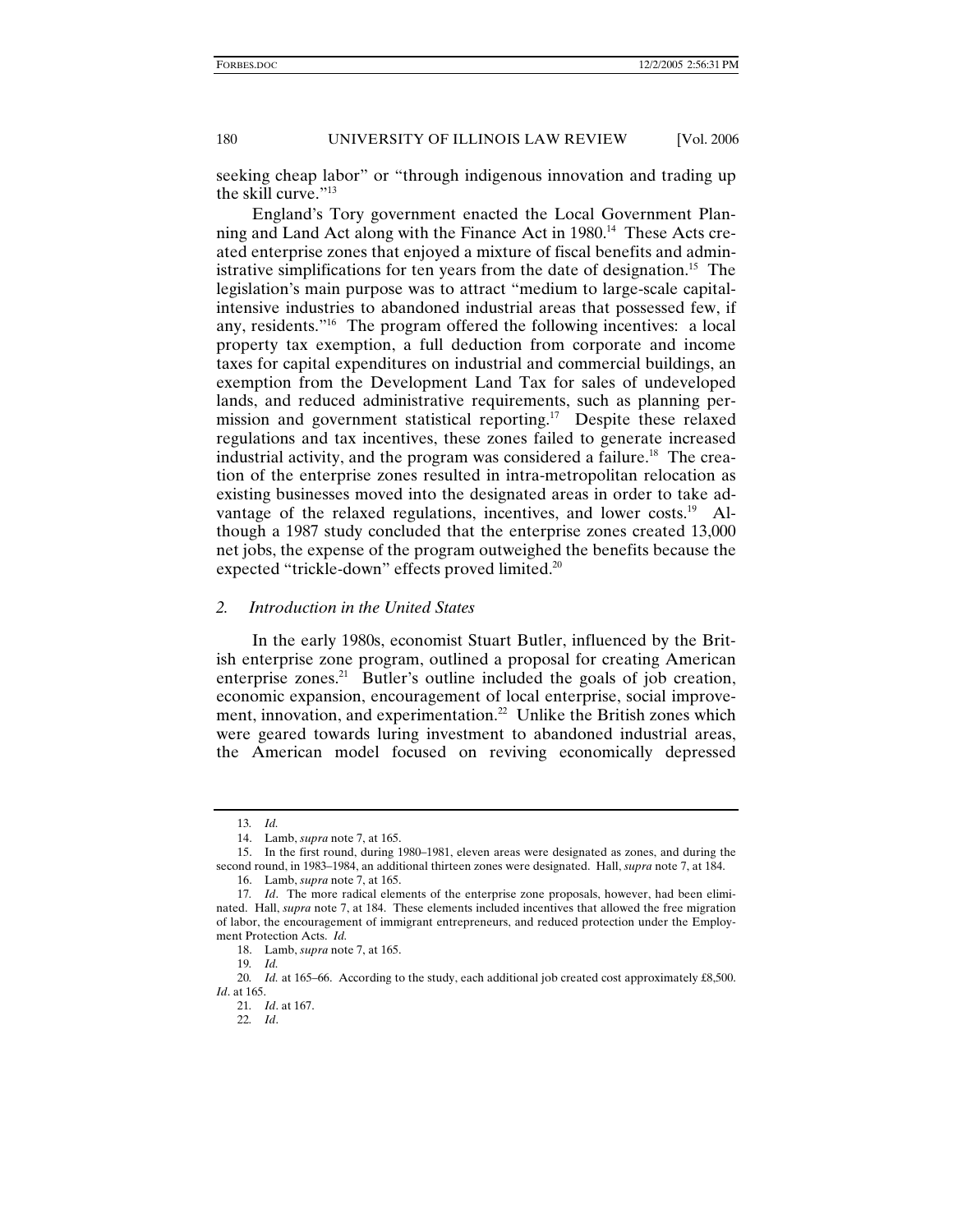seeking cheap labor" or "through indigenous innovation and trading up the skill curve."[13]

England's Tory government enacted the Local Government Planning and Land Act along with the Finance Act in 1980.[14] These Acts created enterprise zones that enjoyed a mixture of fiscal benefits and administrative simplifications for ten years from the date of designation.[15] The legislation's main purpose was to attract "medium to large-scale capital-intensive industries to abandoned industrial areas that possessed few, if any, residents."[16] The program offered the following incentives: a local property tax exemption, a full deduction from corporate and income taxes for capital expenditures on industrial and commercial buildings, an exemption from the Development Land Tax for sales of undeveloped lands, and reduced administrative requirements, such as planning permission and government statistical reporting.[17] Despite these relaxed regulations and tax incentives, these zones failed to generate increased industrial activity, and the program was considered a failure.[18] The creation of the enterprise zones resulted in intra-metropolitan relocation as existing businesses moved into the designated areas in order to take advantage of the relaxed regulations, incentives, and lower costs.[19] Although a 1987 study concluded that the enterprise zones created 13,000 net jobs, the expense of the program outweighed the benefits because the expected "trickle-down" effects proved limited.[20]

### *2. Introduction in the United States*

In the early 1980s, economist Stuart Butler, influenced by the British enterprise zone program, outlined a proposal for creating American enterprise zones.[21] Butler's outline included the goals of job creation, economic expansion, encouragement of local enterprise, social improvement, innovation, and experimentation.[22] Unlike the British zones which were geared towards luring investment to abandoned industrial areas, the American model focused on reviving economically depressed

---

13. *Id.*

14. Lamb, *supra* note 7, at 165.

15. In the first round, during 1980–1981, eleven areas were designated as zones, and during the second round, in 1983–1984, an additional thirteen zones were designated. Hall, *supra* note 7, at 184.

16. Lamb, *supra* note 7, at 165.

17. *Id*. The more radical elements of the enterprise zone proposals, however, had been eliminated. Hall, *supra* note 7, at 184. These elements included incentives that allowed the free migration of labor, the encouragement of immigrant entrepreneurs, and reduced protection under the Employment Protection Acts. *Id.*

18. Lamb, *supra* note 7, at 165.

19. *Id.*

20. *Id.* at 165–66. According to the study, each additional job created cost approximately £8,500. *Id*. at 165.

21. *Id*. at 167.

22. *Id*.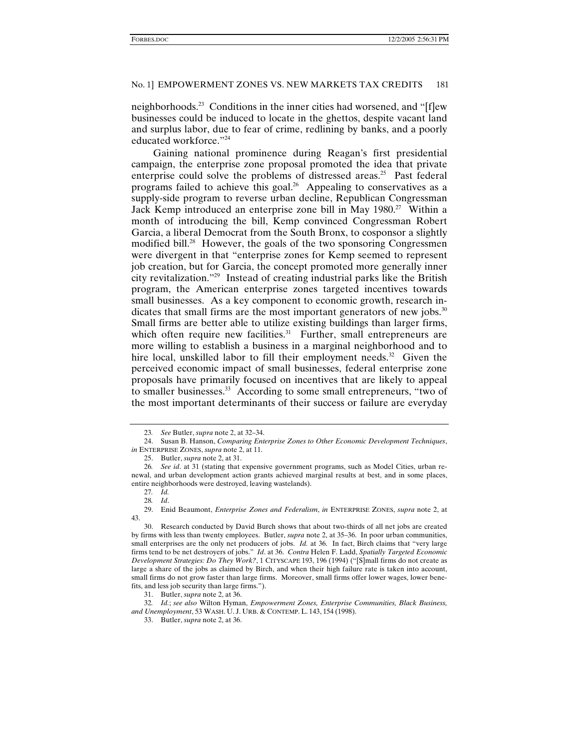neighborhoods.[23] Conditions in the inner cities had worsened, and "[f]ew businesses could be induced to locate in the ghettos, despite vacant land and surplus labor, due to fear of crime, redlining by banks, and a poorly educated workforce."[24]

Gaining national prominence during Reagan's first presidential campaign, the enterprise zone proposal promoted the idea that private enterprise could solve the problems of distressed areas.[25] Past federal programs failed to achieve this goal.[26] Appealing to conservatives as a supply-side program to reverse urban decline, Republican Congressman Jack Kemp introduced an enterprise zone bill in May 1980.[27] Within a month of introducing the bill, Kemp convinced Congressman Robert Garcia, a liberal Democrat from the South Bronx, to cosponsor a slightly modified bill.[28] However, the goals of the two sponsoring Congressmen were divergent in that "enterprise zones for Kemp seemed to represent job creation, but for Garcia, the concept promoted more generally inner city revitalization."[29] Instead of creating industrial parks like the British program, the American enterprise zones targeted incentives towards small businesses. As a key component to economic growth, research indicates that small firms are the most important generators of new jobs.[30] Small firms are better able to utilize existing buildings than larger firms, which often require new facilities.[31] Further, small entrepreneurs are more willing to establish a business in a marginal neighborhood and to hire local, unskilled labor to fill their employment needs.[32] Given the perceived economic impact of small businesses, federal enterprise zone proposals have primarily focused on incentives that are likely to appeal to smaller businesses.[33] According to some small entrepreneurs, "two of the most important determinants of their success or failure are everyday

---

23. *See* Butler, *supra* note 2, at 32–34.

24. Susan B. Hanson, *Comparing Enterprise Zones to Other Economic Development Techniques*, *in* ENTERPRISE ZONES, *supra* note 2, at 11.

25. Butler, *supra* note 2, at 31.

26. *See id*. at 31 (stating that expensive government programs, such as Model Cities, urban renewal, and urban development action grants achieved marginal results at best, and in some places, entire neighborhoods were destroyed, leaving wastelands).

27. *Id.*

28. *Id*.

29. Enid Beaumont, *Enterprise Zones and Federalism*, *in* ENTERPRISE ZONES, *supra* note 2, at 43.

30. Research conducted by David Burch shows that about two-thirds of all net jobs are created by firms with less than twenty employees. Butler, *supra* note 2, at 35–36. In poor urban communities, small enterprises are the only net producers of jobs. *Id.* at 36. In fact, Birch claims that "very large firms tend to be net destroyers of jobs." *Id*. at 36. *Contra* Helen F. Ladd, *Spatially Targeted Economic Development Strategies: Do They Work?*, 1 CITYSCAPE 193, 196 (1994) ("[S]mall firms do not create as large a share of the jobs as claimed by Birch, and when their high failure rate is taken into account, small firms do not grow faster than large firms. Moreover, small firms offer lower wages, lower benefits, and less job security than large firms.").

31. Butler, *supra* note 2, at 36.

32. *Id.*; *see also* Wilton Hyman, *Empowerment Zones, Enterprise Communities, Black Business, and Unemployment*, 53 WASH. U. J. URB. & CONTEMP. L. 143, 154 (1998).

33. Butler, *supra* note 2, at 36.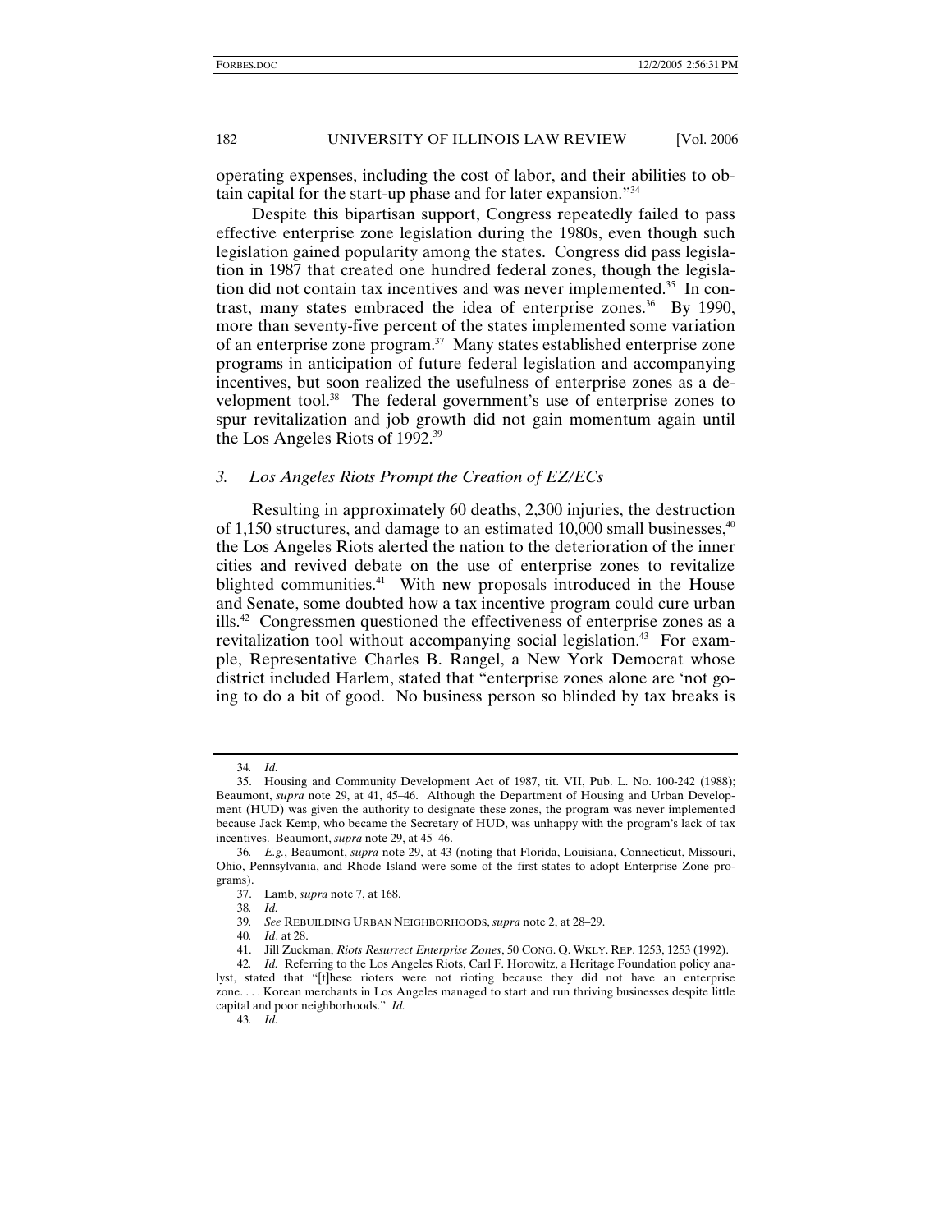operating expenses, including the cost of labor, and their abilities to obtain capital for the start-up phase and for later expansion."[34]

Despite this bipartisan support, Congress repeatedly failed to pass effective enterprise zone legislation during the 1980s, even though such legislation gained popularity among the states. Congress did pass legislation in 1987 that created one hundred federal zones, though the legislation did not contain tax incentives and was never implemented.[35] In contrast, many states embraced the idea of enterprise zones.[36] By 1990, more than seventy-five percent of the states implemented some variation of an enterprise zone program.[37] Many states established enterprise zone programs in anticipation of future federal legislation and accompanying incentives, but soon realized the usefulness of enterprise zones as a development tool.[38] The federal government's use of enterprise zones to spur revitalization and job growth did not gain momentum again until the Los Angeles Riots of 1992.[39]

### *3. Los Angeles Riots Prompt the Creation of EZ/ECs*

Resulting in approximately 60 deaths, 2,300 injuries, the destruction of 1,150 structures, and damage to an estimated 10,000 small businesses,[40] the Los Angeles Riots alerted the nation to the deterioration of the inner cities and revived debate on the use of enterprise zones to revitalize blighted communities.[41] With new proposals introduced in the House and Senate, some doubted how a tax incentive program could cure urban ills.[42] Congressmen questioned the effectiveness of enterprise zones as a revitalization tool without accompanying social legislation.[43] For example, Representative Charles B. Rangel, a New York Democrat whose district included Harlem, stated that "enterprise zones alone are 'not going to do a bit of good. No business person so blinded by tax breaks is

---

34. *Id.*

35. Housing and Community Development Act of 1987, tit. VII, Pub. L. No. 100-242 (1988); Beaumont, *supra* note 29, at 41, 45–46. Although the Department of Housing and Urban Development (HUD) was given the authority to designate these zones, the program was never implemented because Jack Kemp, who became the Secretary of HUD, was unhappy with the program's lack of tax incentives. Beaumont, *supra* note 29, at 45–46.

36. *E.g.*, Beaumont, *supra* note 29, at 43 (noting that Florida, Louisiana, Connecticut, Missouri, Ohio, Pennsylvania, and Rhode Island were some of the first states to adopt Enterprise Zone programs).

37. Lamb, *supra* note 7, at 168.

38. *Id.*

39. *See* REBUILDING URBAN NEIGHBORHOODS, *supra* note 2, at 28–29.

40. *Id*. at 28.

41. Jill Zuckman, *Riots Resurrect Enterprise Zones*, 50 CONG. Q. WKLY. REP. 1253, 1253 (1992).

42. *Id.* Referring to the Los Angeles Riots, Carl F. Horowitz, a Heritage Foundation policy analyst, stated that "[t]hese rioters were not rioting because they did not have an enterprise zone. . . . Korean merchants in Los Angeles managed to start and run thriving businesses despite little capital and poor neighborhoods." *Id.*

43. *Id.*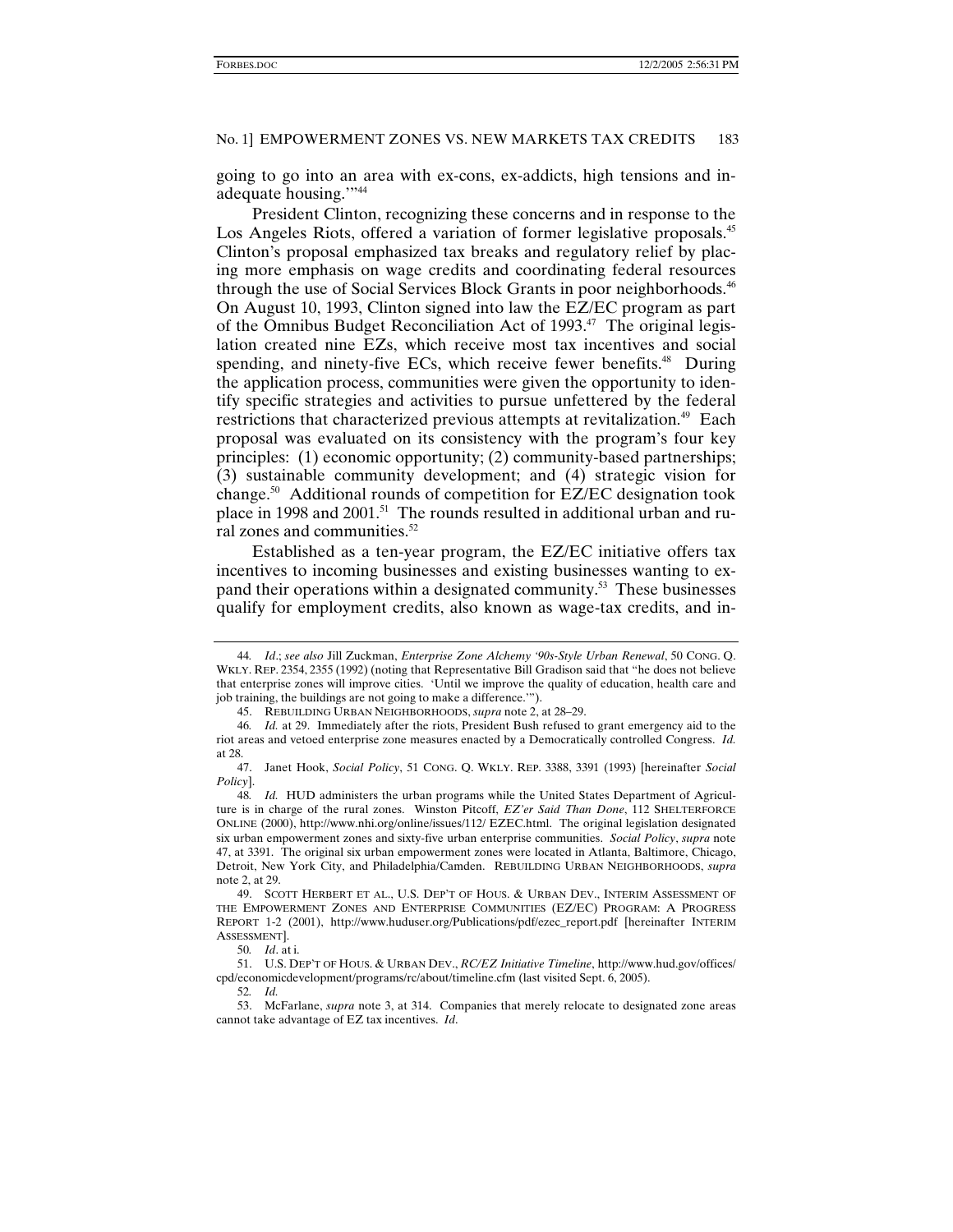going to go into an area with ex-cons, ex-addicts, high tensions and inadequate housing.'"[44]

President Clinton, recognizing these concerns and in response to the Los Angeles Riots, offered a variation of former legislative proposals.[45] Clinton's proposal emphasized tax breaks and regulatory relief by placing more emphasis on wage credits and coordinating federal resources through the use of Social Services Block Grants in poor neighborhoods.[46] On August 10, 1993, Clinton signed into law the EZ/EC program as part of the Omnibus Budget Reconciliation Act of 1993.[47] The original legislation created nine EZs, which receive most tax incentives and social spending, and ninety-five ECs, which receive fewer benefits.[48] During the application process, communities were given the opportunity to identify specific strategies and activities to pursue unfettered by the federal restrictions that characterized previous attempts at revitalization.[49] Each proposal was evaluated on its consistency with the program's four key principles: (1) economic opportunity; (2) community-based partnerships; (3) sustainable community development; and (4) strategic vision for change.[50] Additional rounds of competition for EZ/EC designation took place in 1998 and 2001.[51] The rounds resulted in additional urban and rural zones and communities.[52]

Established as a ten-year program, the EZ/EC initiative offers tax incentives to incoming businesses and existing businesses wanting to expand their operations within a designated community.[53] These businesses qualify for employment credits, also known as wage-tax credits, and in-

---

44. *Id.*; *see also* Jill Zuckman, *Enterprise Zone Alchemy '90s-Style Urban Renewal*, 50 CONG. Q. WKLY. REP. 2354, 2355 (1992) (noting that Representative Bill Gradison said that "he does not believe that enterprise zones will improve cities. 'Until we improve the quality of education, health care and job training, the buildings are not going to make a difference.'").

45. REBUILDING URBAN NEIGHBORHOODS, *supra* note 2, at 28–29.

46. *Id.* at 29. Immediately after the riots, President Bush refused to grant emergency aid to the riot areas and vetoed enterprise zone measures enacted by a Democratically controlled Congress. *Id.* at 28.

47. Janet Hook, *Social Policy*, 51 CONG. Q. WKLY. REP. 3388, 3391 (1993) [hereinafter *Social Policy*].

48. *Id.* HUD administers the urban programs while the United States Department of Agriculture is in charge of the rural zones. Winston Pitcoff, *EZ'er Said Than Done*, 112 SHELTERFORCE ONLINE (2000), http://www.nhi.org/online/issues/112/ EZEC.html. The original legislation designated six urban empowerment zones and sixty-five urban enterprise communities. *Social Policy*, *supra* note 47, at 3391. The original six urban empowerment zones were located in Atlanta, Baltimore, Chicago, Detroit, New York City, and Philadelphia/Camden. REBUILDING URBAN NEIGHBORHOODS, *supra* note 2, at 29.

49. SCOTT HERBERT ET AL., U.S. DEP'T OF HOUS. & URBAN DEV., INTERIM ASSESSMENT OF THE EMPOWERMENT ZONES AND ENTERPRISE COMMUNITIES (EZ/EC) PROGRAM: A PROGRESS REPORT 1-2 (2001), http://www.huduser.org/Publications/pdf/ezec_report.pdf [hereinafter INTERIM ASSESSMENT].

50. *Id.* at i.

51. U.S. DEP'T OF HOUS. & URBAN DEV., *RC/EZ Initiative Timeline*, http://www.hud.gov/offices/cpd/economicdevelopment/programs/rc/about/timeline.cfm (last visited Sept. 6, 2005).

52. *Id.*

53. McFarlane, *supra* note 3, at 314. Companies that merely relocate to designated zone areas cannot take advantage of EZ tax incentives. *Id.*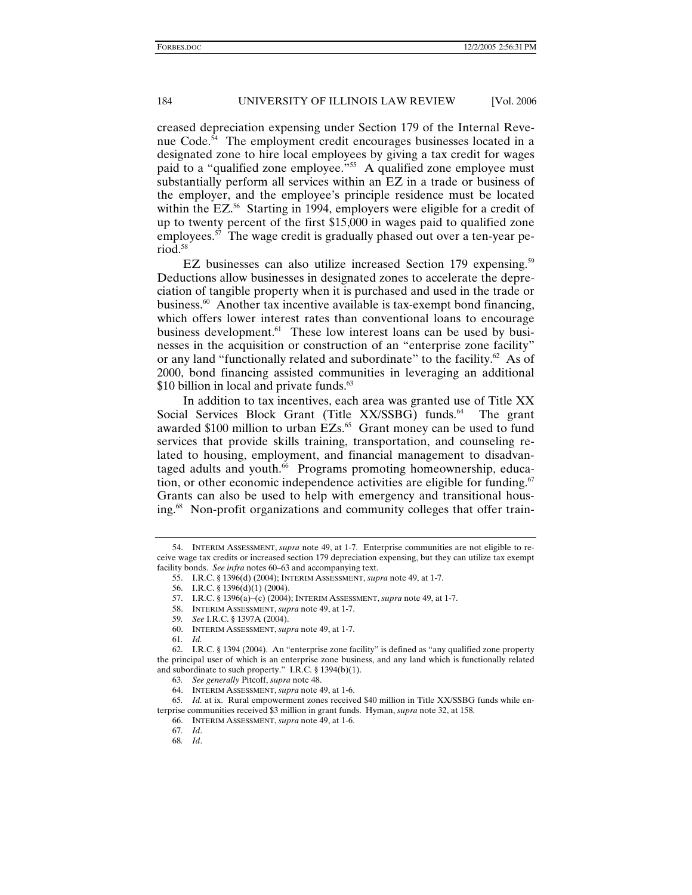creased depreciation expensing under Section 179 of the Internal Revenue Code.[54] The employment credit encourages businesses located in a designated zone to hire local employees by giving a tax credit for wages paid to a "qualified zone employee."[55] A qualified zone employee must substantially perform all services within an EZ in a trade or business of the employer, and the employee's principle residence must be located within the EZ.[56] Starting in 1994, employers were eligible for a credit of up to twenty percent of the first $15,000 in wages paid to qualified zone employees.[57] The wage credit is gradually phased out over a ten-year period.[58]

EZ businesses can also utilize increased Section 179 expensing.[59] Deductions allow businesses in designated zones to accelerate the depreciation of tangible property when it is purchased and used in the trade or business.[60] Another tax incentive available is tax-exempt bond financing, which offers lower interest rates than conventional loans to encourage business development.[61] These low interest loans can be used by businesses in the acquisition or construction of an "enterprise zone facility" or any land "functionally related and subordinate" to the facility.[62] As of 2000, bond financing assisted communities in leveraging an additional $10 billion in local and private funds.[63]

In addition to tax incentives, each area was granted use of Title XX Social Services Block Grant (Title XX/SSBG) funds.[64] The grant awarded $100 million to urban EZs.[65] Grant money can be used to fund services that provide skills training, transportation, and counseling related to housing, employment, and financial management to disadvantaged adults and youth.[66] Programs promoting homeownership, education, or other economic independence activities are eligible for funding.[67] Grants can also be used to help with emergency and transitional housing.[68] Non-profit organizations and community colleges that offer train-

---

54. INTERIM ASSESSMENT, *supra* note 49, at 1-7. Enterprise communities are not eligible to receive wage tax credits or increased section 179 depreciation expensing, but they can utilize tax exempt facility bonds. *See infra* notes 60–63 and accompanying text.

55. I.R.C. § 1396(d) (2004); INTERIM ASSESSMENT, *supra* note 49, at 1-7.

56. I.R.C. § 1396(d)(1) (2004).

57. I.R.C. § 1396(a)–(c) (2004); INTERIM ASSESSMENT, *supra* note 49, at 1-7.

58. INTERIM ASSESSMENT, *supra* note 49, at 1-7.

59. *See* I.R.C. § 1397A (2004).

60. INTERIM ASSESSMENT, *supra* note 49, at 1-7.

61. *Id.*

62. I.R.C. § 1394 (2004). An "enterprise zone facility" is defined as "any qualified zone property the principal user of which is an enterprise zone business, and any land which is functionally related and subordinate to such property." I.R.C. § 1394(b)(1).

63. *See generally* Pitcoff, *supra* note 48.

64. INTERIM ASSESSMENT, *supra* note 49, at 1-6.

65. *Id.* at ix. Rural empowerment zones received $40 million in Title XX/SSBG funds while enterprise communities received $3 million in grant funds. Hyman, *supra* note 32, at 158.

66. INTERIM ASSESSMENT, *supra* note 49, at 1-6.

67. *Id*.

68. *Id*.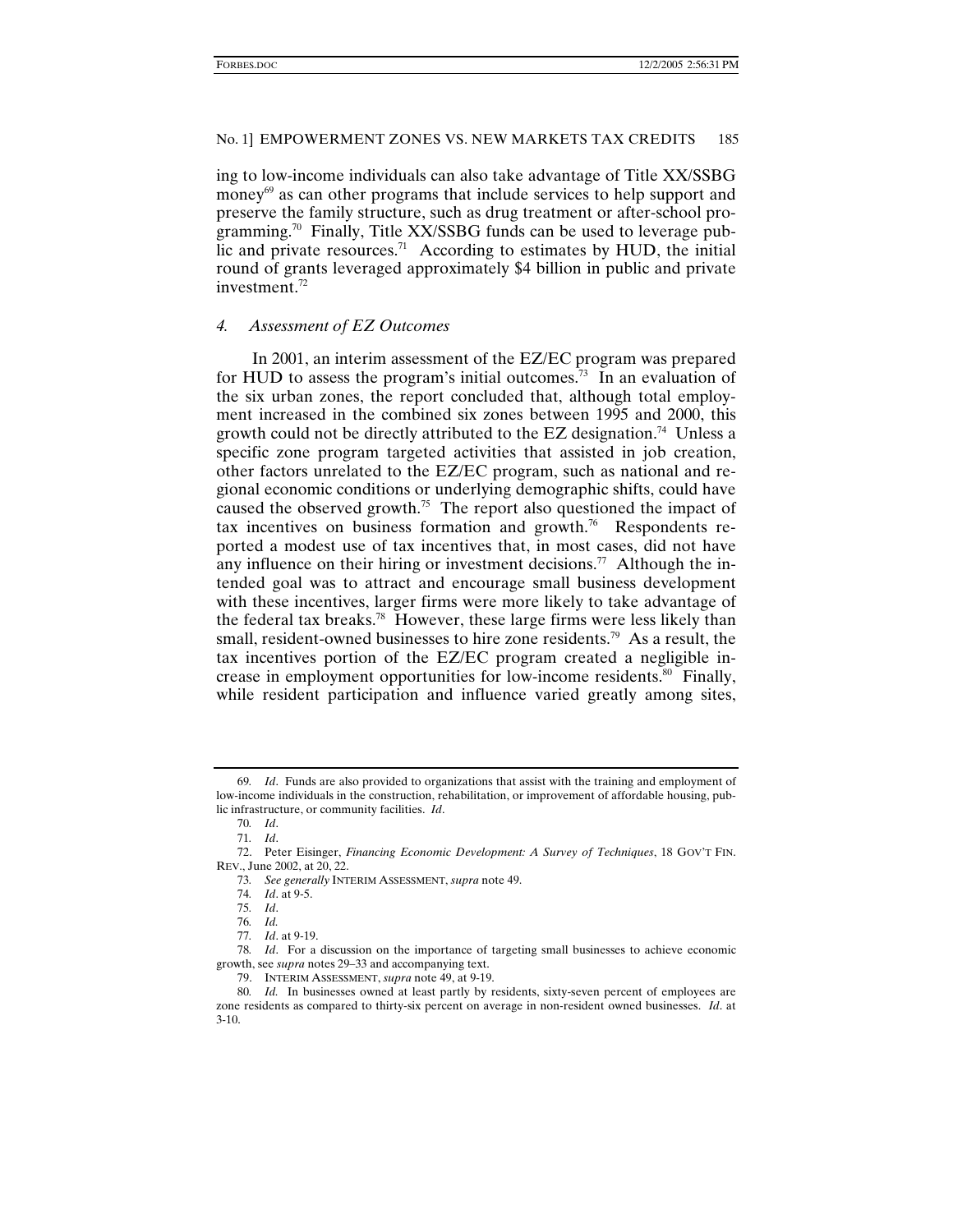ing to low-income individuals can also take advantage of Title XX/SSBG money[69] as can other programs that include services to help support and preserve the family structure, such as drug treatment or after-school programming.[70] Finally, Title XX/SSBG funds can be used to leverage public and private resources.[71] According to estimates by HUD, the initial round of grants leveraged approximately $4 billion in public and private investment.[72]

### *4. Assessment of EZ Outcomes*

In 2001, an interim assessment of the EZ/EC program was prepared for HUD to assess the program's initial outcomes.[73] In an evaluation of the six urban zones, the report concluded that, although total employment increased in the combined six zones between 1995 and 2000, this growth could not be directly attributed to the EZ designation.[74] Unless a specific zone program targeted activities that assisted in job creation, other factors unrelated to the EZ/EC program, such as national and regional economic conditions or underlying demographic shifts, could have caused the observed growth.[75] The report also questioned the impact of tax incentives on business formation and growth.[76] Respondents reported a modest use of tax incentives that, in most cases, did not have any influence on their hiring or investment decisions.[77] Although the intended goal was to attract and encourage small business development with these incentives, larger firms were more likely to take advantage of the federal tax breaks.[78] However, these large firms were less likely than small, resident-owned businesses to hire zone residents.[79] As a result, the tax incentives portion of the EZ/EC program created a negligible increase in employment opportunities for low-income residents.[80] Finally, while resident participation and influence varied greatly among sites,

---

69. *Id*. Funds are also provided to organizations that assist with the training and employment of low-income individuals in the construction, rehabilitation, or improvement of affordable housing, public infrastructure, or community facilities. *Id*.

70. *Id*.

71. *Id*.

72. Peter Eisinger, *Financing Economic Development: A Survey of Techniques*, 18 GOV'T FIN. REV., June 2002, at 20, 22.

73. *See generally* INTERIM ASSESSMENT, *supra* note 49.

74. *Id*. at 9-5.

75. *Id*.

76. *Id.*

77. *Id*. at 9-19.

78. *Id*. For a discussion on the importance of targeting small businesses to achieve economic growth, see *supra* notes 29–33 and accompanying text.

79. INTERIM ASSESSMENT, *supra* note 49, at 9-19.

80. *Id.* In businesses owned at least partly by residents, sixty-seven percent of employees are zone residents as compared to thirty-six percent on average in non-resident owned businesses. *Id*. at 3-10.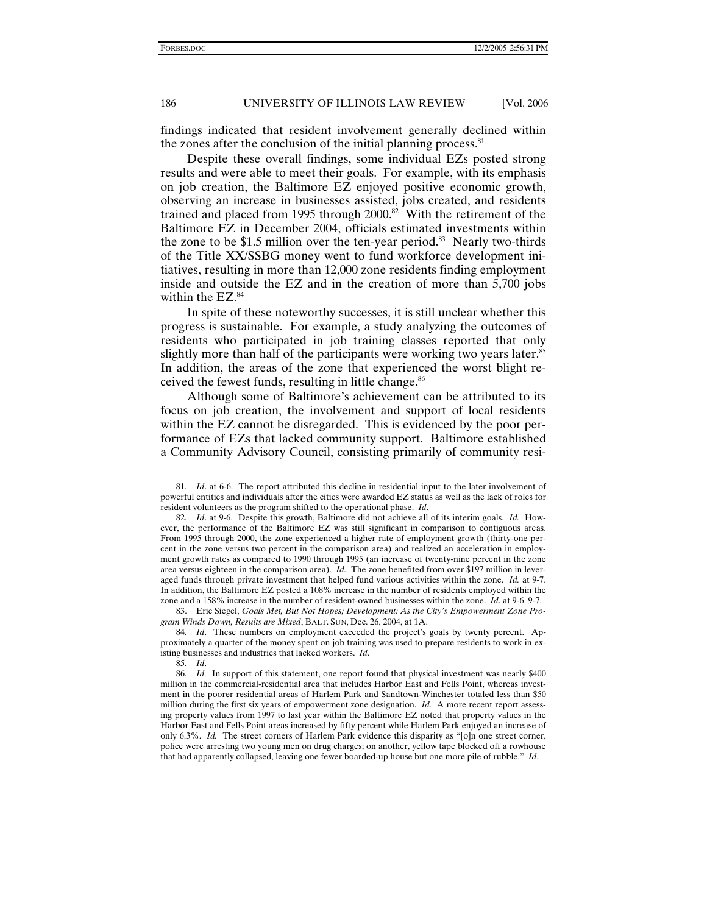findings indicated that resident involvement generally declined within the zones after the conclusion of the initial planning process.[81]

Despite these overall findings, some individual EZs posted strong results and were able to meet their goals. For example, with its emphasis on job creation, the Baltimore EZ enjoyed positive economic growth, observing an increase in businesses assisted, jobs created, and residents trained and placed from 1995 through 2000.[82] With the retirement of the Baltimore EZ in December 2004, officials estimated investments within the zone to be $1.5 million over the ten-year period.[83] Nearly two-thirds of the Title XX/SSBG money went to fund workforce development initiatives, resulting in more than 12,000 zone residents finding employment inside and outside the EZ and in the creation of more than 5,700 jobs within the EZ.[84]

In spite of these noteworthy successes, it is still unclear whether this progress is sustainable. For example, a study analyzing the outcomes of residents who participated in job training classes reported that only slightly more than half of the participants were working two years later.[85] In addition, the areas of the zone that experienced the worst blight received the fewest funds, resulting in little change.[86]

Although some of Baltimore's achievement can be attributed to its focus on job creation, the involvement and support of local residents within the EZ cannot be disregarded. This is evidenced by the poor performance of EZs that lacked community support. Baltimore established a Community Advisory Council, consisting primarily of community resi-

---

81. *Id*. at 6-6. The report attributed this decline in residential input to the later involvement of powerful entities and individuals after the cities were awarded EZ status as well as the lack of roles for resident volunteers as the program shifted to the operational phase. *Id*.

82. *Id*. at 9-6. Despite this growth, Baltimore did not achieve all of its interim goals. *Id.* However, the performance of the Baltimore EZ was still significant in comparison to contiguous areas. From 1995 through 2000, the zone experienced a higher rate of employment growth (thirty-one percent in the zone versus two percent in the comparison area) and realized an acceleration in employment growth rates as compared to 1990 through 1995 (an increase of twenty-nine percent in the zone area versus eighteen in the comparison area). *Id.* The zone benefited from over $197 million in leveraged funds through private investment that helped fund various activities within the zone. *Id.* at 9-7. In addition, the Baltimore EZ posted a 108% increase in the number of residents employed within the zone and a 158% increase in the number of resident-owned businesses within the zone. *Id*. at 9-6–9-7.

83. Eric Siegel, *Goals Met, But Not Hopes; Development: As the City's Empowerment Zone Program Winds Down, Results are Mixed*, BALT. SUN, Dec. 26, 2004, at 1A.

84. *Id*. These numbers on employment exceeded the project's goals by twenty percent. Approximately a quarter of the money spent on job training was used to prepare residents to work in existing businesses and industries that lacked workers. *Id*.

85. *Id*.

86. *Id.* In support of this statement, one report found that physical investment was nearly $400 million in the commercial-residential area that includes Harbor East and Fells Point, whereas investment in the poorer residential areas of Harlem Park and Sandtown-Winchester totaled less than $50 million during the first six years of empowerment zone designation. *Id.* A more recent report assessing property values from 1997 to last year within the Baltimore EZ noted that property values in the Harbor East and Fells Point areas increased by fifty percent while Harlem Park enjoyed an increase of only 6.3%. *Id.* The street corners of Harlem Park evidence this disparity as "[o]n one street corner, police were arresting two young men on drug charges; on another, yellow tape blocked off a rowhouse that had apparently collapsed, leaving one fewer boarded-up house but one more pile of rubble." *Id*.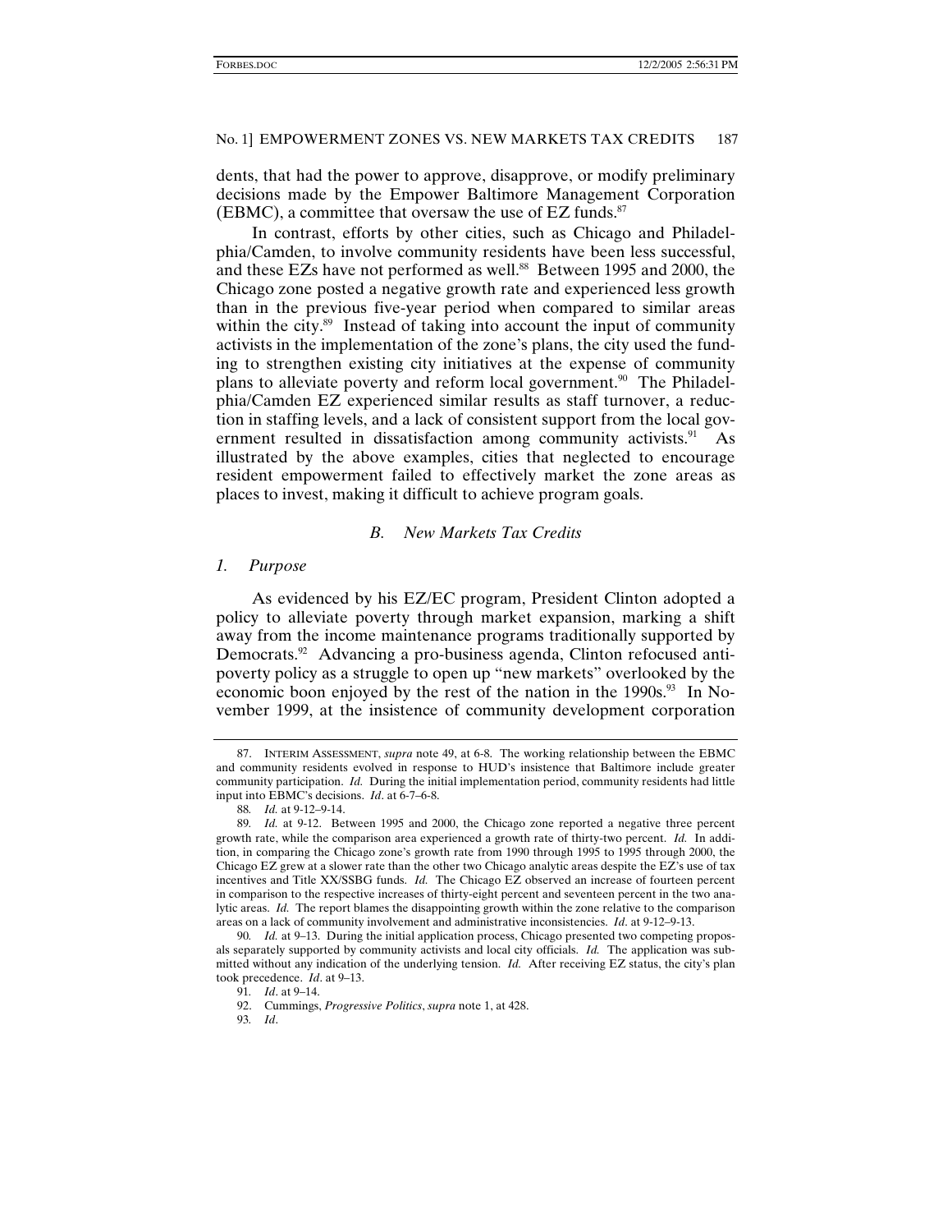dents, that had the power to approve, disapprove, or modify preliminary decisions made by the Empower Baltimore Management Corporation (EBMC), a committee that oversaw the use of EZ funds.[87]

In contrast, efforts by other cities, such as Chicago and Philadelphia/Camden, to involve community residents have been less successful, and these EZs have not performed as well.[88] Between 1995 and 2000, the Chicago zone posted a negative growth rate and experienced less growth than in the previous five-year period when compared to similar areas within the city.[89] Instead of taking into account the input of community activists in the implementation of the zone's plans, the city used the funding to strengthen existing city initiatives at the expense of community plans to alleviate poverty and reform local government.[90] The Philadelphia/Camden EZ experienced similar results as staff turnover, a reduction in staffing levels, and a lack of consistent support from the local government resulted in dissatisfaction among community activists.[91] As illustrated by the above examples, cities that neglected to encourage resident empowerment failed to effectively market the zone areas as places to invest, making it difficult to achieve program goals.

### *B. New Markets Tax Credits*

#### *1. Purpose*

As evidenced by his EZ/EC program, President Clinton adopted a policy to alleviate poverty through market expansion, marking a shift away from the income maintenance programs traditionally supported by Democrats.[92] Advancing a pro-business agenda, Clinton refocused anti-poverty policy as a struggle to open up "new markets" overlooked by the economic boon enjoyed by the rest of the nation in the 1990s.[93] In November 1999, at the insistence of community development corporation

---

87. INTERIM ASSESSMENT, *supra* note 49, at 6-8. The working relationship between the EBMC and community residents evolved in response to HUD's insistence that Baltimore include greater community participation. *Id.* During the initial implementation period, community residents had little input into EBMC's decisions. *Id*. at 6-7–6-8.

88. *Id.* at 9-12–9-14.

89. *Id.* at 9-12. Between 1995 and 2000, the Chicago zone reported a negative three percent growth rate, while the comparison area experienced a growth rate of thirty-two percent. *Id.* In addition, in comparing the Chicago zone's growth rate from 1990 through 1995 to 1995 through 2000, the Chicago EZ grew at a slower rate than the other two Chicago analytic areas despite the EZ's use of tax incentives and Title XX/SSBG funds. *Id.* The Chicago EZ observed an increase of fourteen percent in comparison to the respective increases of thirty-eight percent and seventeen percent in the two analytic areas. *Id.* The report blames the disappointing growth within the zone relative to the comparison areas on a lack of community involvement and administrative inconsistencies. *Id*. at 9-12–9-13.

90. *Id.* at 9–13. During the initial application process, Chicago presented two competing proposals separately supported by community activists and local city officials. *Id.* The application was submitted without any indication of the underlying tension. *Id.* After receiving EZ status, the city's plan took precedence. *Id*. at 9–13.

91. *Id*. at 9–14.

92. Cummings, *Progressive Politics*, *supra* note 1, at 428.

93. *Id*.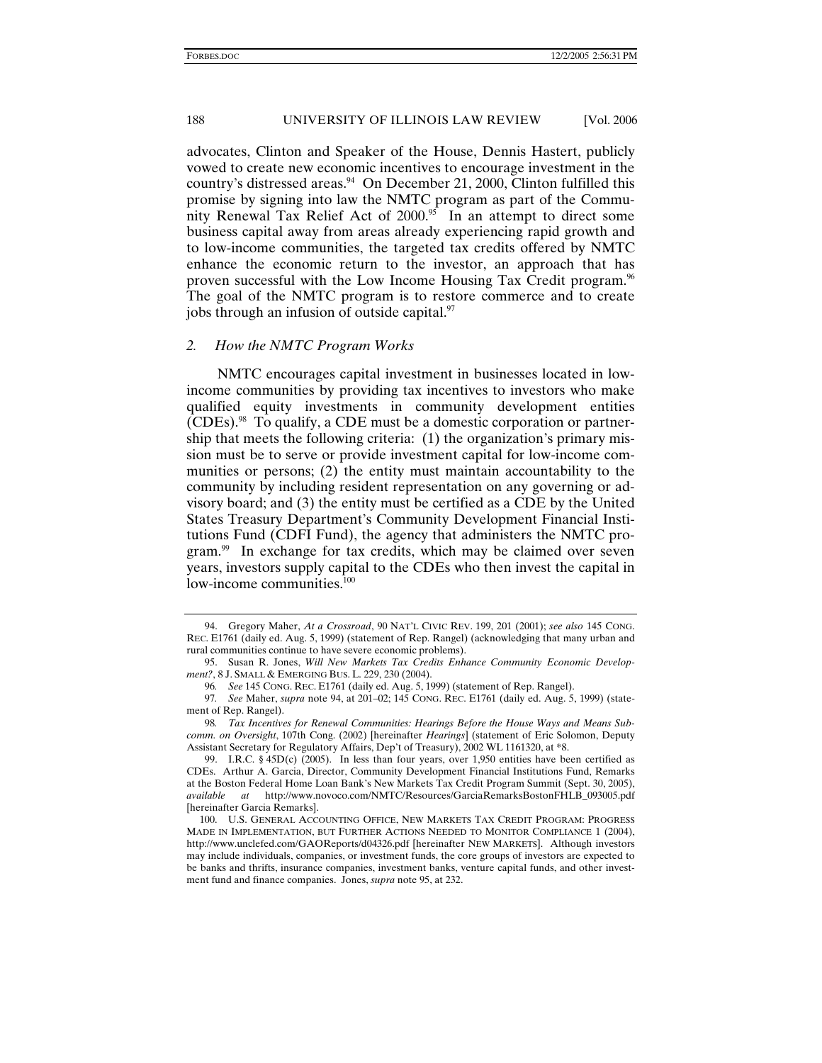advocates, Clinton and Speaker of the House, Dennis Hastert, publicly vowed to create new economic incentives to encourage investment in the country's distressed areas.[94] On December 21, 2000, Clinton fulfilled this promise by signing into law the NMTC program as part of the Community Renewal Tax Relief Act of 2000.[95] In an attempt to direct some business capital away from areas already experiencing rapid growth and to low-income communities, the targeted tax credits offered by NMTC enhance the economic return to the investor, an approach that has proven successful with the Low Income Housing Tax Credit program.[96] The goal of the NMTC program is to restore commerce and to create jobs through an infusion of outside capital.[97]

### *2. How the NMTC Program Works*

NMTC encourages capital investment in businesses located in low-income communities by providing tax incentives to investors who make qualified equity investments in community development entities (CDEs).[98] To qualify, a CDE must be a domestic corporation or partnership that meets the following criteria: (1) the organization's primary mission must be to serve or provide investment capital for low-income communities or persons; (2) the entity must maintain accountability to the community by including resident representation on any governing or advisory board; and (3) the entity must be certified as a CDE by the United States Treasury Department's Community Development Financial Institutions Fund (CDFI Fund), the agency that administers the NMTC program.[99] In exchange for tax credits, which may be claimed over seven years, investors supply capital to the CDEs who then invest the capital in low-income communities.[100]

---

94. Gregory Maher, *At a Crossroad*, 90 NAT'L CIVIC REV. 199, 201 (2001); *see also* 145 CONG. REC. E1761 (daily ed. Aug. 5, 1999) (statement of Rep. Rangel) (acknowledging that many urban and rural communities continue to have severe economic problems).

95. Susan R. Jones, *Will New Markets Tax Credits Enhance Community Economic Development?*, 8 J. SMALL & EMERGING BUS. L. 229, 230 (2004).

96. *See* 145 CONG. REC. E1761 (daily ed. Aug. 5, 1999) (statement of Rep. Rangel).

97. *See* Maher, *supra* note 94, at 201–02; 145 CONG. REC. E1761 (daily ed. Aug. 5, 1999) (statement of Rep. Rangel).

98. *Tax Incentives for Renewal Communities: Hearings Before the House Ways and Means Subcomm. on Oversight*, 107th Cong. (2002) [hereinafter *Hearings*] (statement of Eric Solomon, Deputy Assistant Secretary for Regulatory Affairs, Dep't of Treasury), 2002 WL 1161320, at *8.

99. I.R.C. § 45D(c) (2005). In less than four years, over 1,950 entities have been certified as CDEs. Arthur A. Garcia, Director, Community Development Financial Institutions Fund, Remarks at the Boston Federal Home Loan Bank's New Markets Tax Credit Program Summit (Sept. 30, 2005), *available at* http://www.novoco.com/NMTC/Resources/GarciaRemarksBostonFHLB_093005.pdf [hereinafter Garcia Remarks].

100. U.S. GENERAL ACCOUNTING OFFICE, NEW MARKETS TAX CREDIT PROGRAM: PROGRESS MADE IN IMPLEMENTATION, BUT FURTHER ACTIONS NEEDED TO MONITOR COMPLIANCE 1 (2004), http://www.unclefed.com/GAOReports/d04326.pdf [hereinafter NEW MARKETS]. Although investors may include individuals, companies, or investment funds, the core groups of investors are expected to be banks and thrifts, insurance companies, investment banks, venture capital funds, and other investment fund and finance companies. Jones, *supra* note 95, at 232.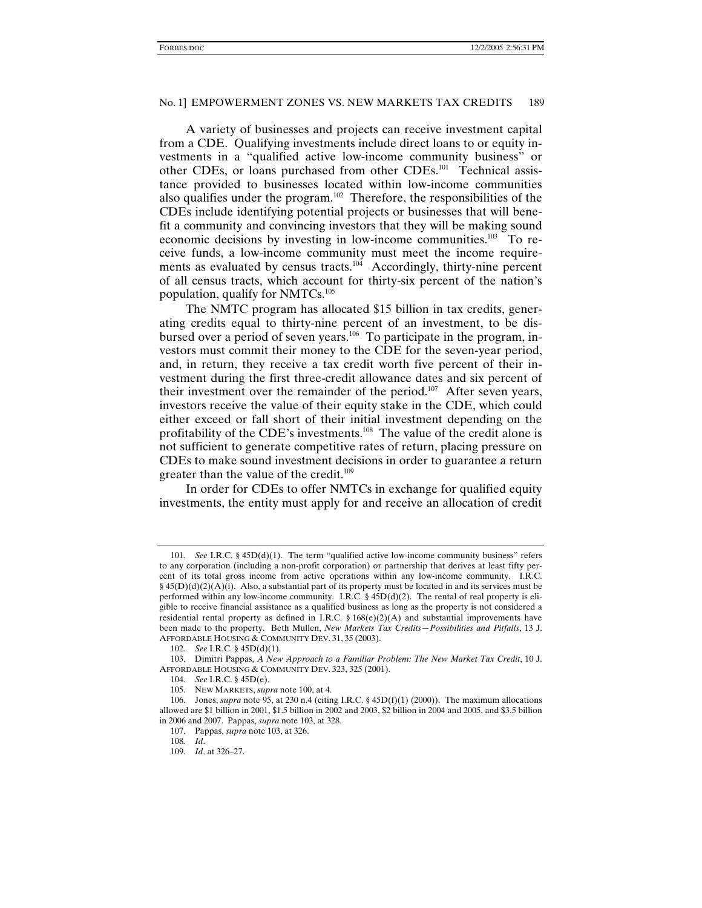A variety of businesses and projects can receive investment capital from a CDE. Qualifying investments include direct loans to or equity investments in a "qualified active low-income community business" or other CDEs, or loans purchased from other CDEs.[101] Technical assistance provided to businesses located within low-income communities also qualifies under the program.[102] Therefore, the responsibilities of the CDEs include identifying potential projects or businesses that will benefit a community and convincing investors that they will be making sound economic decisions by investing in low-income communities.[103] To receive funds, a low-income community must meet the income requirements as evaluated by census tracts.[104] Accordingly, thirty-nine percent of all census tracts, which account for thirty-six percent of the nation's population, qualify for NMTCs.[105]

The NMTC program has allocated $15 billion in tax credits, generating credits equal to thirty-nine percent of an investment, to be disbursed over a period of seven years.[106] To participate in the program, investors must commit their money to the CDE for the seven-year period, and, in return, they receive a tax credit worth five percent of their investment during the first three-credit allowance dates and six percent of their investment over the remainder of the period.[107] After seven years, investors receive the value of their equity stake in the CDE, which could either exceed or fall short of their initial investment depending on the profitability of the CDE's investments.[108] The value of the credit alone is not sufficient to generate competitive rates of return, placing pressure on CDEs to make sound investment decisions in order to guarantee a return greater than the value of the credit.[109]

In order for CDEs to offer NMTCs in exchange for qualified equity investments, the entity must apply for and receive an allocation of credit

---

101. *See* I.R.C. § 45D(d)(1). The term "qualified active low-income community business" refers to any corporation (including a non-profit corporation) or partnership that derives at least fifty percent of its total gross income from active operations within any low-income community. I.R.C. § 45(D)(d)(2)(A)(i). Also, a substantial part of its property must be located in and its services must be performed within any low-income community. I.R.C. § 45D(d)(2). The rental of real property is eligible to receive financial assistance as a qualified business as long as the property is not considered a residential rental property as defined in I.R.C. § 168(e)(2)(A) and substantial improvements have been made to the property. Beth Mullen, *New Markets Tax Credits—Possibilities and Pitfalls*, 13 J. AFFORDABLE HOUSING & COMMUNITY DEV. 31, 35 (2003).

102. *See* I.R.C. § 45D(d)(1).

103. Dimitri Pappas, *A New Approach to a Familiar Problem: The New Market Tax Credit*, 10 J. AFFORDABLE HOUSING & COMMUNITY DEV. 323, 325 (2001).

104. *See* I.R.C. § 45D(e).

105. NEW MARKETS, *supra* note 100, at 4.

106. Jones, *supra* note 95, at 230 n.4 (citing I.R.C. § 45D(f)(1) (2000)). The maximum allocations allowed are $1 billion in 2001, $1.5 billion in 2002 and 2003, $2 billion in 2004 and 2005, and $3.5 billion in 2006 and 2007. Pappas, *supra* note 103, at 328.

107. Pappas, *supra* note 103, at 326.

108. *Id*.

109. *Id*. at 326–27.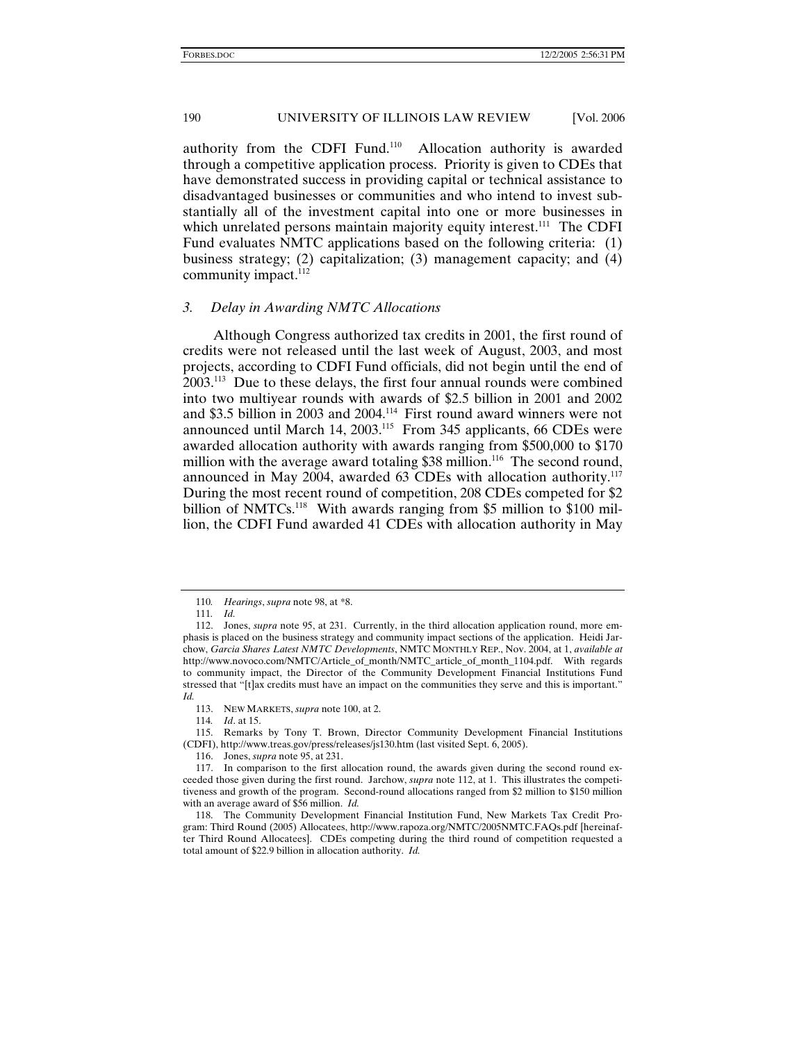authority from the CDFI Fund.[110] Allocation authority is awarded through a competitive application process. Priority is given to CDEs that have demonstrated success in providing capital or technical assistance to disadvantaged businesses or communities and who intend to invest substantially all of the investment capital into one or more businesses in which unrelated persons maintain majority equity interest.[111] The CDFI Fund evaluates NMTC applications based on the following criteria: (1) business strategy; (2) capitalization; (3) management capacity; and (4) community impact.[112]

### *3. Delay in Awarding NMTC Allocations*

Although Congress authorized tax credits in 2001, the first round of credits were not released until the last week of August, 2003, and most projects, according to CDFI Fund officials, did not begin until the end of 2003.[113] Due to these delays, the first four annual rounds were combined into two multiyear rounds with awards of $2.5 billion in 2001 and 2002 and $3.5 billion in 2003 and 2004.[114] First round award winners were not announced until March 14, 2003.[115] From 345 applicants, 66 CDEs were awarded allocation authority with awards ranging from $500,000 to $170 million with the average award totaling $38 million.[116] The second round, announced in May 2004, awarded 63 CDEs with allocation authority.[117] During the most recent round of competition, 208 CDEs competed for $2 billion of NMTCs.[118] With awards ranging from $5 million to $100 million, the CDFI Fund awarded 41 CDEs with allocation authority in May

---

110. *Hearings*, *supra* note 98, at *8.

111. *Id.*

112. Jones, *supra* note 95, at 231. Currently, in the third allocation application round, more emphasis is placed on the business strategy and community impact sections of the application. Heidi Jarchow, *Garcia Shares Latest NMTC Developments*, NMTC MONTHLY REP., Nov. 2004, at 1, *available at* http://www.novoco.com/NMTC/Article_of_month/NMTC_article_of_month_1104.pdf. With regards to community impact, the Director of the Community Development Financial Institutions Fund stressed that "[t]ax credits must have an impact on the communities they serve and this is important." *Id.*

113. NEW MARKETS, *supra* note 100, at 2.

114. *Id*. at 15.

115. Remarks by Tony T. Brown, Director Community Development Financial Institutions (CDFI), http://www.treas.gov/press/releases/js130.htm (last visited Sept. 6, 2005).

116. Jones, *supra* note 95, at 231.

117. In comparison to the first allocation round, the awards given during the second round exceeded those given during the first round. Jarchow, *supra* note 112, at 1. This illustrates the competitiveness and growth of the program. Second-round allocations ranged from $2 million to $150 million with an average award of $56 million. *Id.*

118. The Community Development Financial Institution Fund, New Markets Tax Credit Program: Third Round (2005) Allocatees, http://www.rapoza.org/NMTC/2005NMTC.FAQs.pdf [hereinafter Third Round Allocatees]. CDEs competing during the third round of competition requested a total amount of $22.9 billion in allocation authority. *Id.*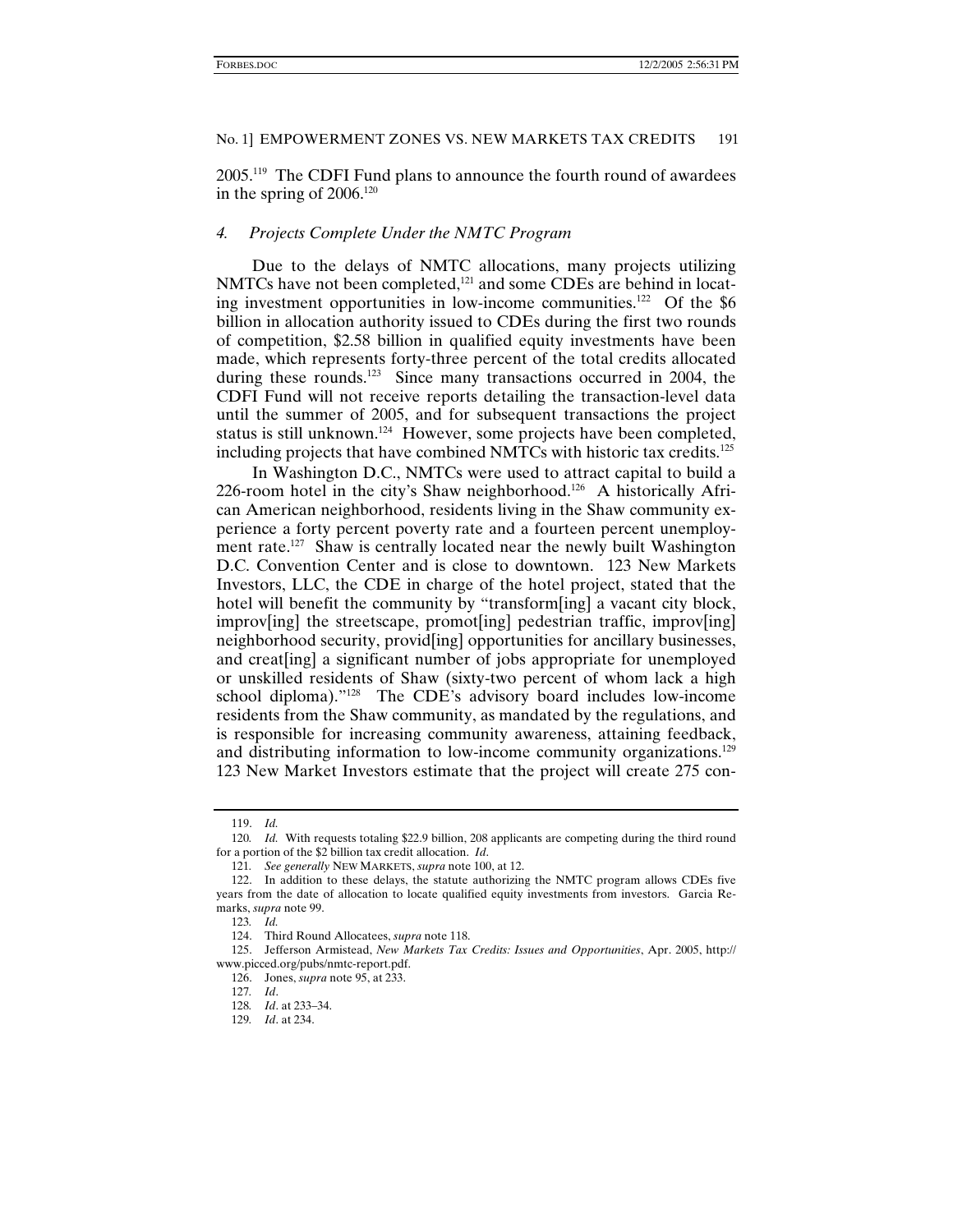2005.[119] The CDFI Fund plans to announce the fourth round of awardees in the spring of 2006.[120]

### *4. Projects Complete Under the NMTC Program*

Due to the delays of NMTC allocations, many projects utilizing NMTCs have not been completed,[121] and some CDEs are behind in locating investment opportunities in low-income communities.[122] Of the $6 billion in allocation authority issued to CDEs during the first two rounds of competition, $2.58 billion in qualified equity investments have been made, which represents forty-three percent of the total credits allocated during these rounds.[123] Since many transactions occurred in 2004, the CDFI Fund will not receive reports detailing the transaction-level data until the summer of 2005, and for subsequent transactions the project status is still unknown.[124] However, some projects have been completed, including projects that have combined NMTCs with historic tax credits.[125]

In Washington D.C., NMTCs were used to attract capital to build a 226-room hotel in the city's Shaw neighborhood.[126] A historically African American neighborhood, residents living in the Shaw community experience a forty percent poverty rate and a fourteen percent unemployment rate.[127] Shaw is centrally located near the newly built Washington D.C. Convention Center and is close to downtown. 123 New Markets Investors, LLC, the CDE in charge of the hotel project, stated that the hotel will benefit the community by "transform[ing] a vacant city block, improv[ing] the streetscape, promot[ing] pedestrian traffic, improv[ing] neighborhood security, provid[ing] opportunities for ancillary businesses, and creat[ing] a significant number of jobs appropriate for unemployed or unskilled residents of Shaw (sixty-two percent of whom lack a high school diploma)."[128] The CDE's advisory board includes low-income residents from the Shaw community, as mandated by the regulations, and is responsible for increasing community awareness, attaining feedback, and distributing information to low-income community organizations.[129] 123 New Market Investors estimate that the project will create 275 con-

---

119. *Id.*

120. *Id.* With requests totaling $22.9 billion, 208 applicants are competing during the third round for a portion of the $2 billion tax credit allocation. *Id*.

121. *See generally* NEW MARKETS, *supra* note 100, at 12.

122. In addition to these delays, the statute authorizing the NMTC program allows CDEs five years from the date of allocation to locate qualified equity investments from investors. Garcia Remarks, *supra* note 99.

123. *Id.*

124. Third Round Allocatees, *supra* note 118.

125. Jefferson Armistead, *New Markets Tax Credits: Issues and Opportunities*, Apr. 2005, http://www.picced.org/pubs/nmtc-report.pdf.

126. Jones, *supra* note 95, at 233.

127. *Id*.

128. *Id*. at 233–34.

129. *Id*. at 234.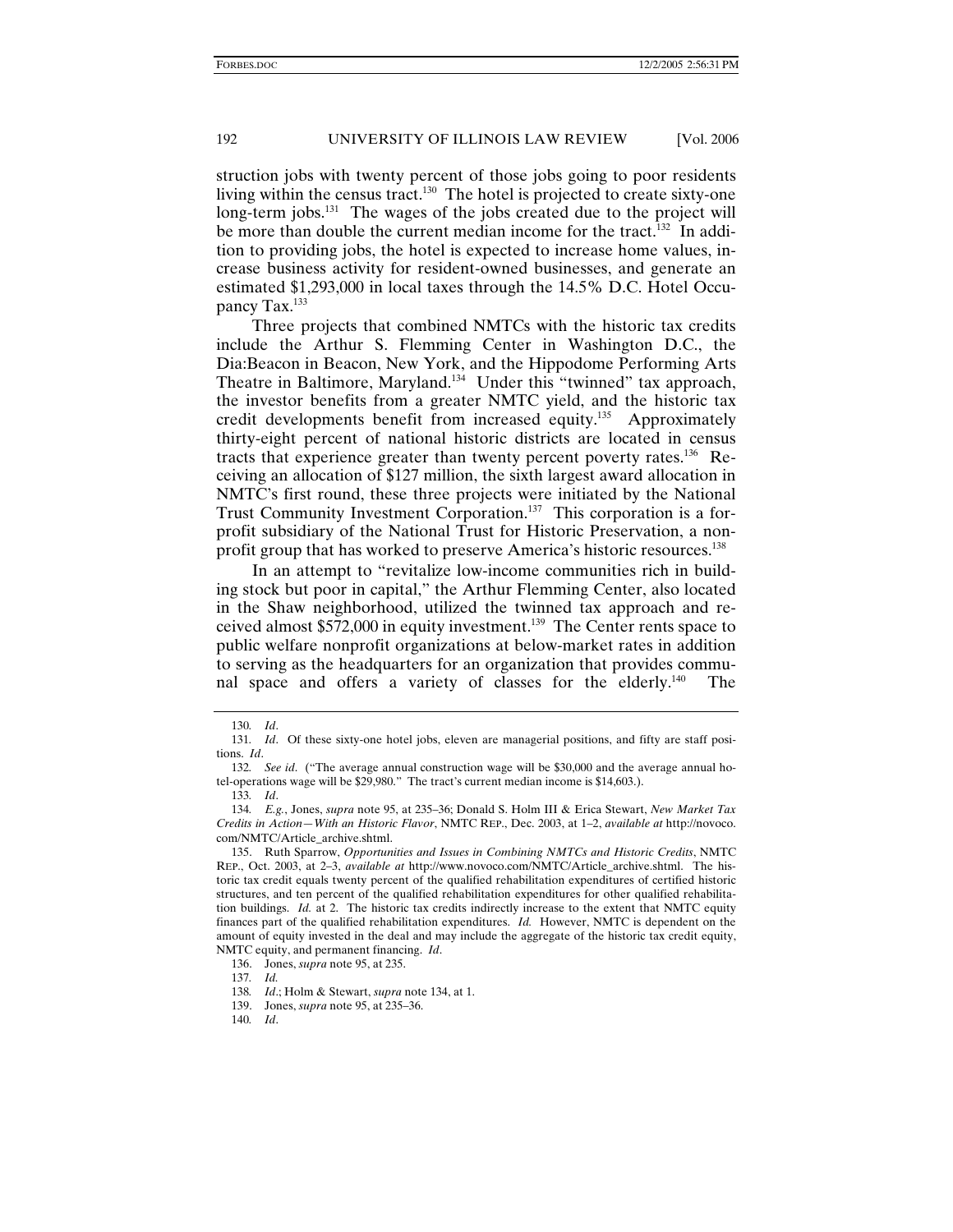struction jobs with twenty percent of those jobs going to poor residents living within the census tract.[130] The hotel is projected to create sixty-one long-term jobs.[131] The wages of the jobs created due to the project will be more than double the current median income for the tract.[132] In addition to providing jobs, the hotel is expected to increase home values, increase business activity for resident-owned businesses, and generate an estimated $1,293,000 in local taxes through the 14.5% D.C. Hotel Occupancy Tax.[133]

Three projects that combined NMTCs with the historic tax credits include the Arthur S. Flemming Center in Washington D.C., the Dia:Beacon in Beacon, New York, and the Hippodome Performing Arts Theatre in Baltimore, Maryland.[134] Under this "twinned" tax approach, the investor benefits from a greater NMTC yield, and the historic tax credit developments benefit from increased equity.[135] Approximately thirty-eight percent of national historic districts are located in census tracts that experience greater than twenty percent poverty rates.[136] Receiving an allocation of $127 million, the sixth largest award allocation in NMTC's first round, these three projects were initiated by the National Trust Community Investment Corporation.[137] This corporation is a for-profit subsidiary of the National Trust for Historic Preservation, a non-profit group that has worked to preserve America's historic resources.[138]

In an attempt to "revitalize low-income communities rich in building stock but poor in capital," the Arthur Flemming Center, also located in the Shaw neighborhood, utilized the twinned tax approach and received almost $572,000 in equity investment.[139] The Center rents space to public welfare nonprofit organizations at below-market rates in addition to serving as the headquarters for an organization that provides communal space and offers a variety of classes for the elderly.[140] The

---

130. *Id*.

131. *Id*. Of these sixty-one hotel jobs, eleven are managerial positions, and fifty are staff positions. *Id*.

132. *See id*. ("The average annual construction wage will be $30,000 and the average annual hotel-operations wage will be $29,980." The tract's current median income is $14,603.).

133. *Id*.

134. *E.g.*, Jones, *supra* note 95, at 235–36; Donald S. Holm III & Erica Stewart, *New Market Tax Credits in Action—With an Historic Flavor*, NMTC REP., Dec. 2003, at 1–2, *available at* http://novoco.com/NMTC/Article_archive.shtml.

135. Ruth Sparrow, *Opportunities and Issues in Combining NMTCs and Historic Credits*, NMTC REP., Oct. 2003, at 2–3, *available at* http://www.novoco.com/NMTC/Article_archive.shtml. The historic tax credit equals twenty percent of the qualified rehabilitation expenditures of certified historic structures, and ten percent of the qualified rehabilitation expenditures for other qualified rehabilitation buildings. *Id*. at 2. The historic tax credits indirectly increase to the extent that NMTC equity finances part of the qualified rehabilitation expenditures. *Id.* However, NMTC is dependent on the amount of equity invested in the deal and may include the aggregate of the historic tax credit equity, NMTC equity, and permanent financing. *Id*.

136. Jones, *supra* note 95, at 235.

137. *Id.*

138. *Id*.; Holm & Stewart, *supra* note 134, at 1.

139. Jones, *supra* note 95, at 235–36.

140. *Id*.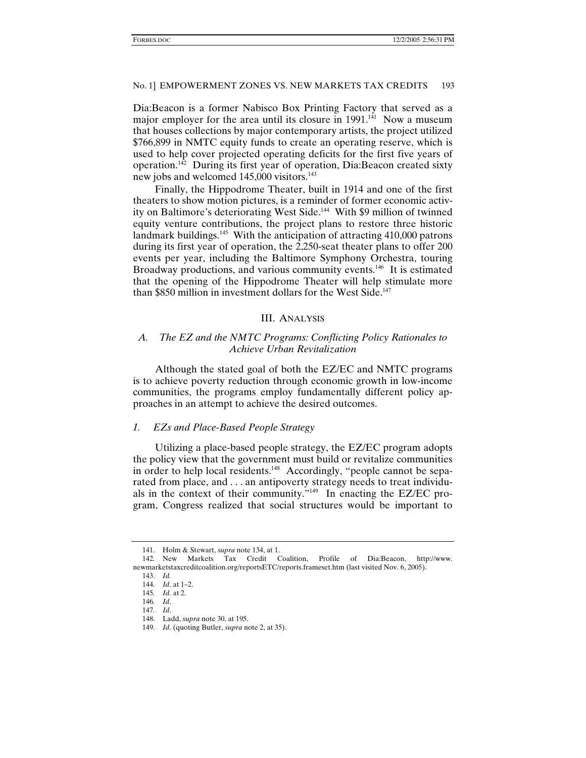Dia:Beacon is a former Nabisco Box Printing Factory that served as a major employer for the area until its closure in 1991.[141] Now a museum that houses collections by major contemporary artists, the project utilized $766,899 in NMTC equity funds to create an operating reserve, which is used to help cover projected operating deficits for the first five years of operation.[142] During its first year of operation, Dia:Beacon created sixty new jobs and welcomed 145,000 visitors.[143]

Finally, the Hippodrome Theater, built in 1914 and one of the first theaters to show motion pictures, is a reminder of former economic activity on Baltimore's deteriorating West Side.[144] With $9 million of twinned equity venture contributions, the project plans to restore three historic landmark buildings.[145] With the anticipation of attracting 410,000 patrons during its first year of operation, the 2,250-seat theater plans to offer 200 events per year, including the Baltimore Symphony Orchestra, touring Broadway productions, and various community events.[146] It is estimated that the opening of the Hippodrome Theater will help stimulate more than $850 million in investment dollars for the West Side.[147]

## III. Analysis

### *A. The EZ and the NMTC Programs: Conflicting Policy Rationales to Achieve Urban Revitalization*

Although the stated goal of both the EZ/EC and NMTC programs is to achieve poverty reduction through economic growth in low-income communities, the programs employ fundamentally different policy approaches in an attempt to achieve the desired outcomes.

#### *1. EZs and Place-Based People Strategy*

Utilizing a place-based people strategy, the EZ/EC program adopts the policy view that the government must build or revitalize communities in order to help local residents.[148] Accordingly, "people cannot be separated from place, and . . . an antipoverty strategy needs to treat individuals in the context of their community."[149] In enacting the EZ/EC program, Congress realized that social structures would be important to

---

141. Holm & Stewart, *supra* note 134, at 1.

142. New Markets Tax Credit Coalition, Profile of Dia:Beacon, http://www.newmarketstaxcreditcoalition.org/reportsETC/reports.frameset.htm (last visited Nov. 6, 2005).

143. *Id.*

144. *Id*. at 1–2.

145. *Id.* at 2.

146. *Id*.

147. *Id*.

148. Ladd, *supra* note 30, at 195.

149. *Id*. (quoting Butler, *supra* note 2, at 35).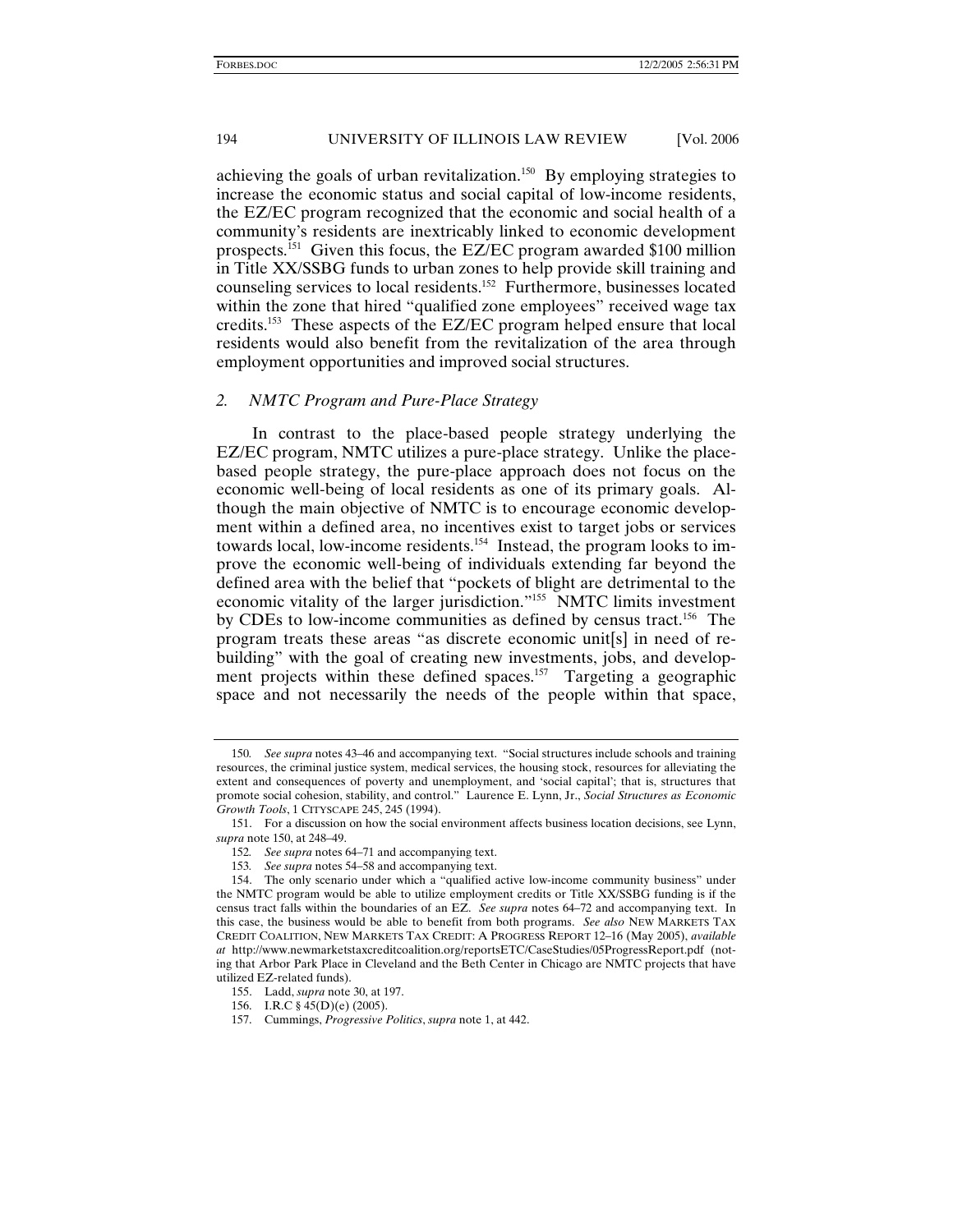achieving the goals of urban revitalization.[150] By employing strategies to increase the economic status and social capital of low-income residents, the EZ/EC program recognized that the economic and social health of a community's residents are inextricably linked to economic development prospects.[151] Given this focus, the EZ/EC program awarded $100 million in Title XX/SSBG funds to urban zones to help provide skill training and counseling services to local residents.[152] Furthermore, businesses located within the zone that hired "qualified zone employees" received wage tax credits.[153] These aspects of the EZ/EC program helped ensure that local residents would also benefit from the revitalization of the area through employment opportunities and improved social structures.

### 2. *NMTC Program and Pure-Place Strategy*

In contrast to the place-based people strategy underlying the EZ/EC program, NMTC utilizes a pure-place strategy. Unlike the place-based people strategy, the pure-place approach does not focus on the economic well-being of local residents as one of its primary goals. Although the main objective of NMTC is to encourage economic development within a defined area, no incentives exist to target jobs or services towards local, low-income residents.[154] Instead, the program looks to improve the economic well-being of individuals extending far beyond the defined area with the belief that "pockets of blight are detrimental to the economic vitality of the larger jurisdiction."[155] NMTC limits investment by CDEs to low-income communities as defined by census tract.[156] The program treats these areas "as discrete economic unit[s] in need of rebuilding" with the goal of creating new investments, jobs, and development projects within these defined spaces.[157] Targeting a geographic space and not necessarily the needs of the people within that space,

---

150. *See supra* notes 43–46 and accompanying text. "Social structures include schools and training resources, the criminal justice system, medical services, the housing stock, resources for alleviating the extent and consequences of poverty and unemployment, and 'social capital'; that is, structures that promote social cohesion, stability, and control." Laurence E. Lynn, Jr., *Social Structures as Economic Growth Tools*, 1 CITYSCAPE 245, 245 (1994).

151. For a discussion on how the social environment affects business location decisions, see Lynn, *supra* note 150, at 248–49.

152. *See supra* notes 64–71 and accompanying text.

153. *See supra* notes 54–58 and accompanying text.

154. The only scenario under which a "qualified active low-income community business" under the NMTC program would be able to utilize employment credits or Title XX/SSBG funding is if the census tract falls within the boundaries of an EZ. *See supra* notes 64–72 and accompanying text. In this case, the business would be able to benefit from both programs. *See also* NEW MARKETS TAX CREDIT COALITION, NEW MARKETS TAX CREDIT: A PROGRESS REPORT 12–16 (May 2005), *available at* http://www.newmarketstaxcreditcoalition.org/reportsETC/CaseStudies/05ProgressReport.pdf (noting that Arbor Park Place in Cleveland and the Beth Center in Chicago are NMTC projects that have utilized EZ-related funds).

155. Ladd, *supra* note 30, at 197.

156. I.R.C § 45(D)(e) (2005).

157. Cummings, *Progressive Politics*, *supra* note 1, at 442.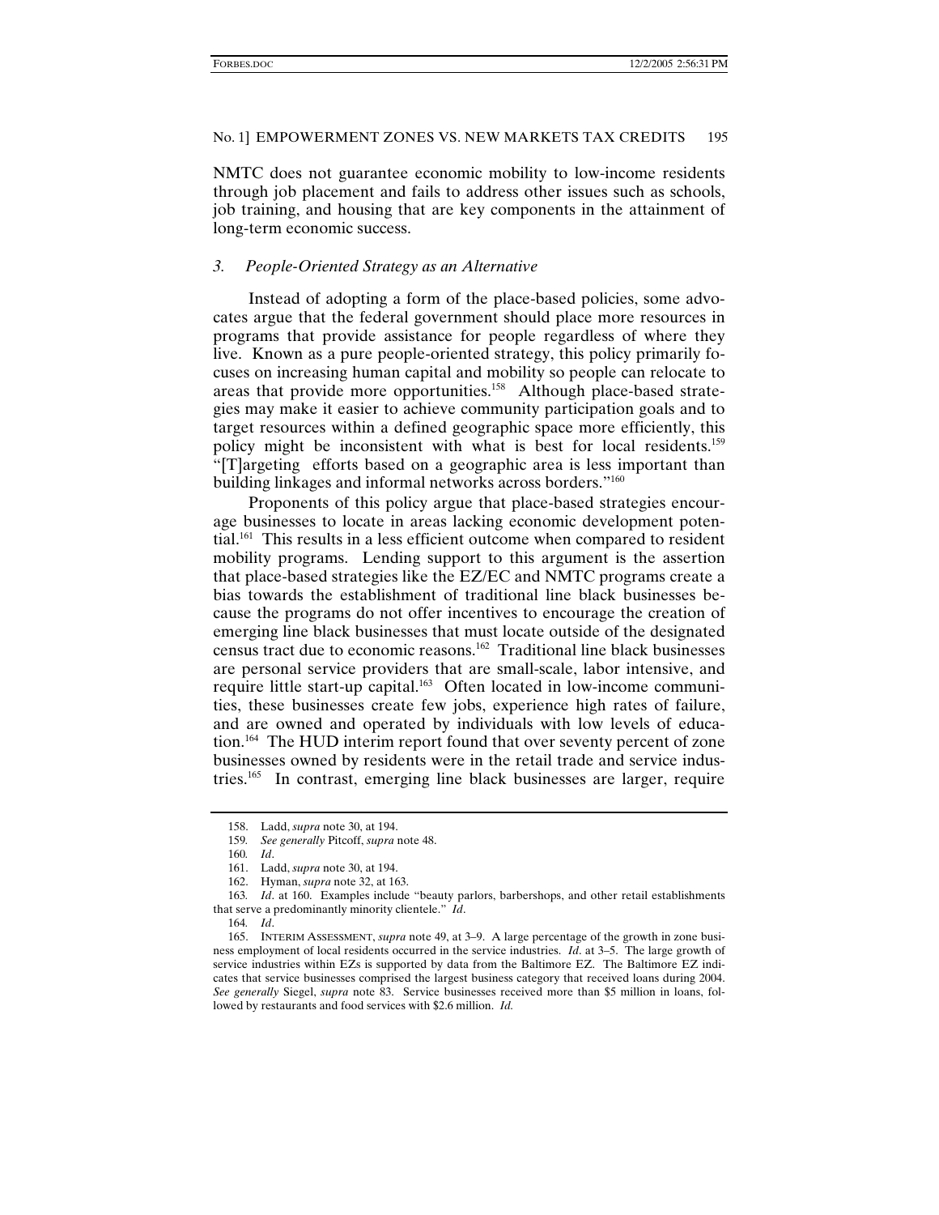NMTC does not guarantee economic mobility to low-income residents through job placement and fails to address other issues such as schools, job training, and housing that are key components in the attainment of long-term economic success.

### *3. People-Oriented Strategy as an Alternative*

Instead of adopting a form of the place-based policies, some advocates argue that the federal government should place more resources in programs that provide assistance for people regardless of where they live. Known as a pure people-oriented strategy, this policy primarily focuses on increasing human capital and mobility so people can relocate to areas that provide more opportunities.[158] Although place-based strategies may make it easier to achieve community participation goals and to target resources within a defined geographic space more efficiently, this policy might be inconsistent with what is best for local residents.[159] "[T]argeting efforts based on a geographic area is less important than building linkages and informal networks across borders."[160]

Proponents of this policy argue that place-based strategies encourage businesses to locate in areas lacking economic development potential.[161] This results in a less efficient outcome when compared to resident mobility programs. Lending support to this argument is the assertion that place-based strategies like the EZ/EC and NMTC programs create a bias towards the establishment of traditional line black businesses because the programs do not offer incentives to encourage the creation of emerging line black businesses that must locate outside of the designated census tract due to economic reasons.[162] Traditional line black businesses are personal service providers that are small-scale, labor intensive, and require little start-up capital.[163] Often located in low-income communities, these businesses create few jobs, experience high rates of failure, and are owned and operated by individuals with low levels of education.[164] The HUD interim report found that over seventy percent of zone businesses owned by residents were in the retail trade and service industries.[165] In contrast, emerging line black businesses are larger, require

---

158. Ladd, *supra* note 30, at 194.

159. *See generally* Pitcoff, *supra* note 48.

160. *Id*.

161. Ladd, *supra* note 30, at 194.

162. Hyman, *supra* note 32, at 163.

163. *Id*. at 160. Examples include "beauty parlors, barbershops, and other retail establishments that serve a predominantly minority clientele." *Id*.

164. *Id*.

165. INTERIM ASSESSMENT, *supra* note 49, at 3–9. A large percentage of the growth in zone business employment of local residents occurred in the service industries. *Id*. at 3–5. The large growth of service industries within EZs is supported by data from the Baltimore EZ. The Baltimore EZ indicates that service businesses comprised the largest business category that received loans during 2004. *See generally* Siegel, *supra* note 83. Service businesses received more than $5 million in loans, followed by restaurants and food services with $2.6 million. *Id.*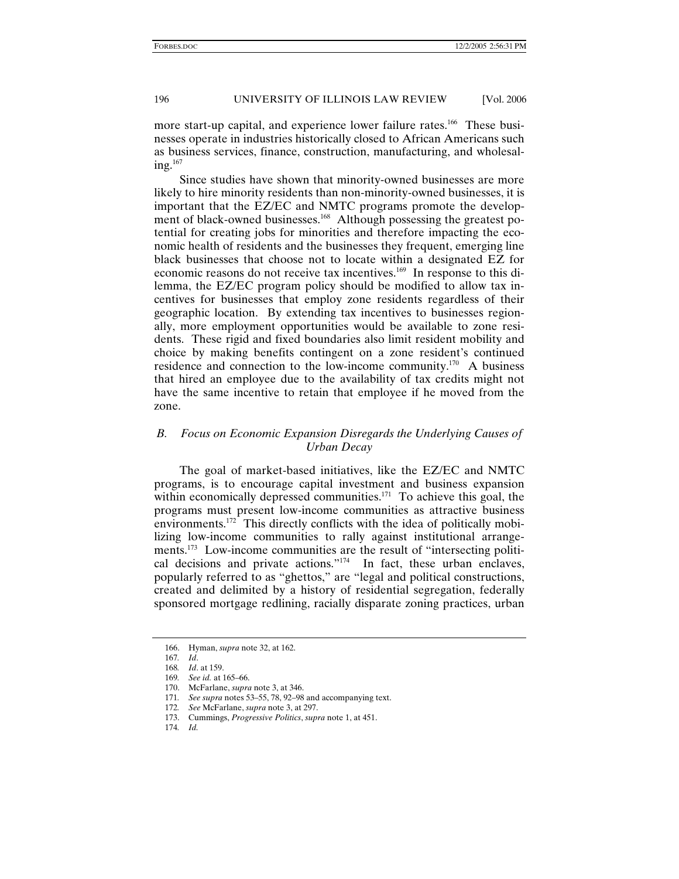more start-up capital, and experience lower failure rates.[166] These businesses operate in industries historically closed to African Americans such as business services, finance, construction, manufacturing, and wholesaling.[167]

Since studies have shown that minority-owned businesses are more likely to hire minority residents than non-minority-owned businesses, it is important that the EZ/EC and NMTC programs promote the development of black-owned businesses.[168] Although possessing the greatest potential for creating jobs for minorities and therefore impacting the economic health of residents and the businesses they frequent, emerging line black businesses that choose not to locate within a designated EZ for economic reasons do not receive tax incentives.[169] In response to this dilemma, the EZ/EC program policy should be modified to allow tax incentives for businesses that employ zone residents regardless of their geographic location. By extending tax incentives to businesses regionally, more employment opportunities would be available to zone residents. These rigid and fixed boundaries also limit resident mobility and choice by making benefits contingent on a zone resident's continued residence and connection to the low-income community.[170] A business that hired an employee due to the availability of tax credits might not have the same incentive to retain that employee if he moved from the zone.

### *B. Focus on Economic Expansion Disregards the Underlying Causes of Urban Decay*

The goal of market-based initiatives, like the EZ/EC and NMTC programs, is to encourage capital investment and business expansion within economically depressed communities.[171] To achieve this goal, the programs must present low-income communities as attractive business environments.[172] This directly conflicts with the idea of politically mobilizing low-income communities to rally against institutional arrangements.[173] Low-income communities are the result of "intersecting political decisions and private actions."[174] In fact, these urban enclaves, popularly referred to as "ghettos," are "legal and political constructions, created and delimited by a history of residential segregation, federally sponsored mortgage redlining, racially disparate zoning practices, urban

---

166. Hyman, *supra* note 32, at 162.

167. *Id*.

168. *Id*. at 159.

169. *See id.* at 165–66.

170. McFarlane, *supra* note 3, at 346.

171. *See supra* notes 53–55, 78, 92–98 and accompanying text.

172. *See* McFarlane, *supra* note 3, at 297.

173. Cummings, *Progressive Politics*, *supra* note 1, at 451.

174. *Id.*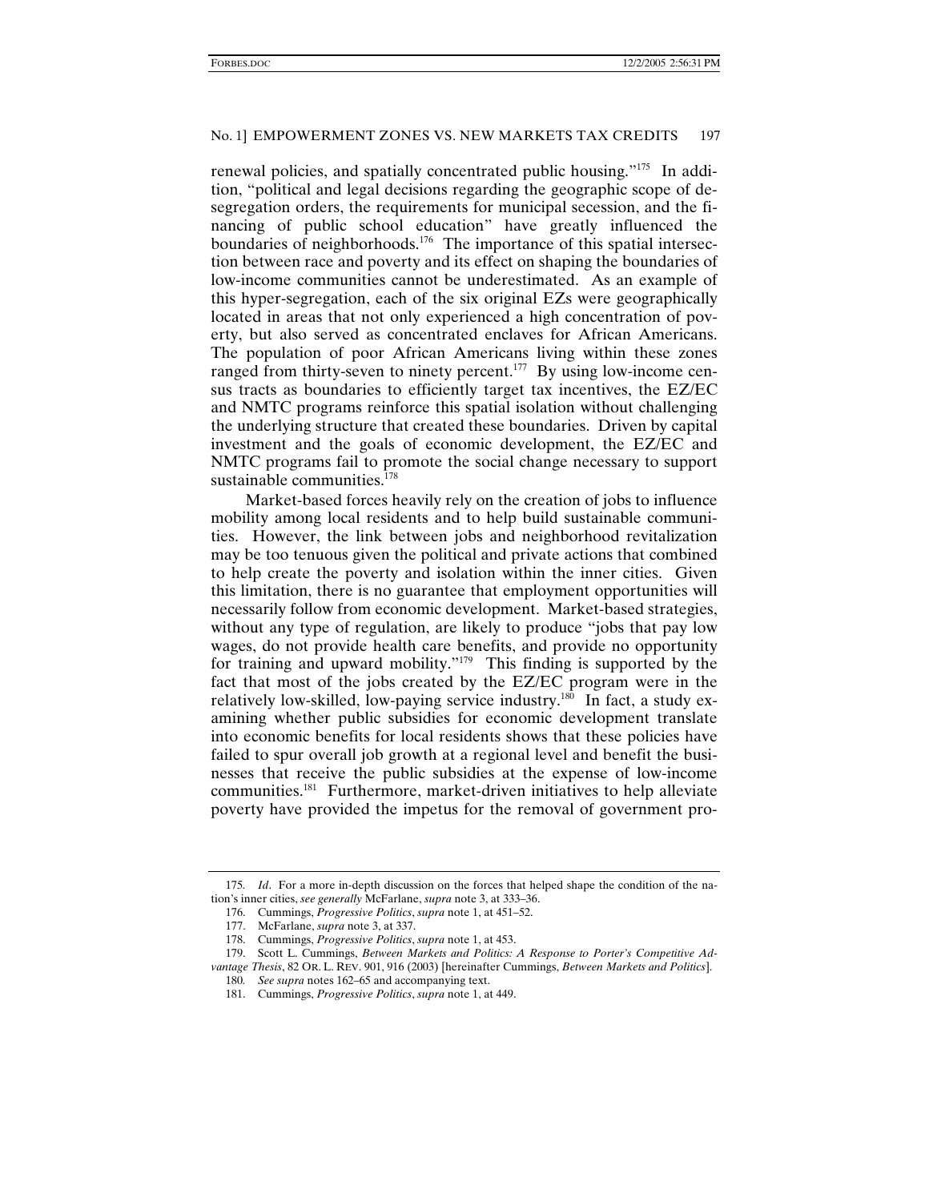renewal policies, and spatially concentrated public housing."[175] In addition, "political and legal decisions regarding the geographic scope of desegregation orders, the requirements for municipal secession, and the financing of public school education" have greatly influenced the boundaries of neighborhoods.[176] The importance of this spatial intersection between race and poverty and its effect on shaping the boundaries of low-income communities cannot be underestimated. As an example of this hyper-segregation, each of the six original EZs were geographically located in areas that not only experienced a high concentration of poverty, but also served as concentrated enclaves for African Americans. The population of poor African Americans living within these zones ranged from thirty-seven to ninety percent.[177] By using low-income census tracts as boundaries to efficiently target tax incentives, the EZ/EC and NMTC programs reinforce this spatial isolation without challenging the underlying structure that created these boundaries. Driven by capital investment and the goals of economic development, the EZ/EC and NMTC programs fail to promote the social change necessary to support sustainable communities.[178]

Market-based forces heavily rely on the creation of jobs to influence mobility among local residents and to help build sustainable communities. However, the link between jobs and neighborhood revitalization may be too tenuous given the political and private actions that combined to help create the poverty and isolation within the inner cities. Given this limitation, there is no guarantee that employment opportunities will necessarily follow from economic development. Market-based strategies, without any type of regulation, are likely to produce "jobs that pay low wages, do not provide health care benefits, and provide no opportunity for training and upward mobility."[179] This finding is supported by the fact that most of the jobs created by the EZ/EC program were in the relatively low-skilled, low-paying service industry.[180] In fact, a study examining whether public subsidies for economic development translate into economic benefits for local residents shows that these policies have failed to spur overall job growth at a regional level and benefit the businesses that receive the public subsidies at the expense of low-income communities.[181] Furthermore, market-driven initiatives to help alleviate poverty have provided the impetus for the removal of government pro-

---

175. *Id*. For a more in-depth discussion on the forces that helped shape the condition of the nation's inner cities, *see generally* McFarlane, *supra* note 3, at 333–36.

176. Cummings, *Progressive Politics*, *supra* note 1, at 451–52.

177. McFarlane, *supra* note 3, at 337.

178. Cummings, *Progressive Politics*, *supra* note 1, at 453.

179. Scott L. Cummings, *Between Markets and Politics: A Response to Porter's Competitive Advantage Thesis*, 82 OR. L. REV. 901, 916 (2003) [hereinafter Cummings, *Between Markets and Politics*].

180. *See supra* notes 162–65 and accompanying text.

181. Cummings, *Progressive Politics*, *supra* note 1, at 449.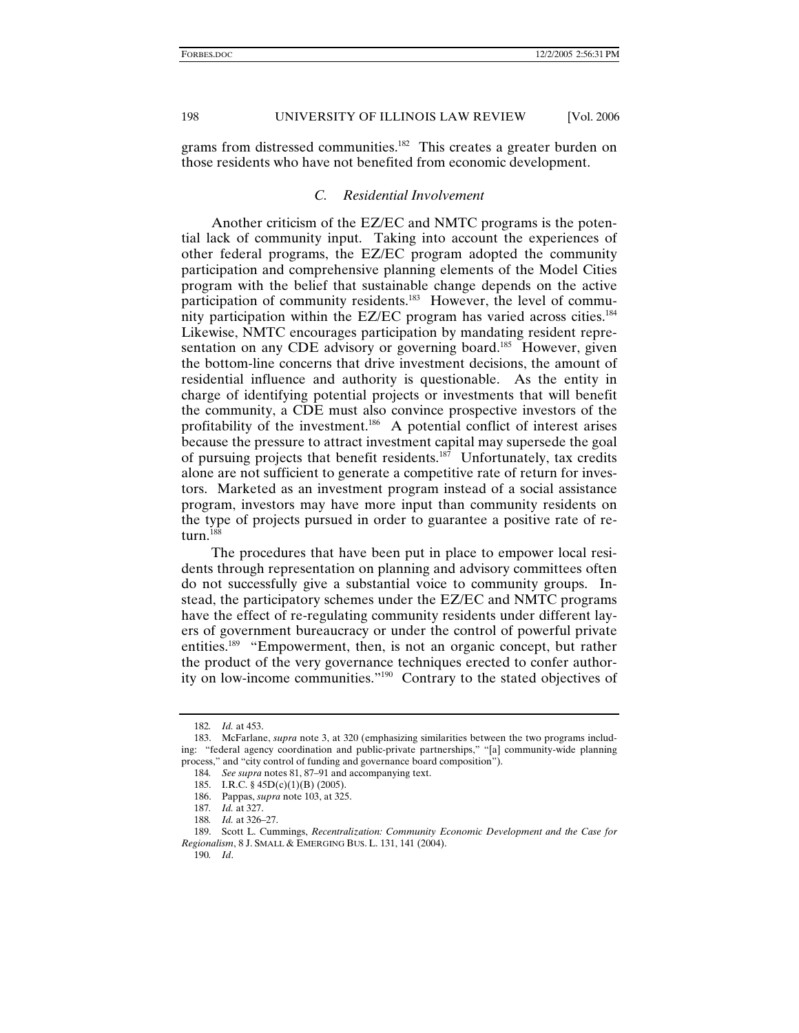grams from distressed communities.[182] This creates a greater burden on those residents who have not benefited from economic development.

### *C. Residential Involvement*

Another criticism of the EZ/EC and NMTC programs is the potential lack of community input. Taking into account the experiences of other federal programs, the EZ/EC program adopted the community participation and comprehensive planning elements of the Model Cities program with the belief that sustainable change depends on the active participation of community residents.[183] However, the level of community participation within the EZ/EC program has varied across cities.[184] Likewise, NMTC encourages participation by mandating resident representation on any CDE advisory or governing board.[185] However, given the bottom-line concerns that drive investment decisions, the amount of residential influence and authority is questionable. As the entity in charge of identifying potential projects or investments that will benefit the community, a CDE must also convince prospective investors of the profitability of the investment.[186] A potential conflict of interest arises because the pressure to attract investment capital may supersede the goal of pursuing projects that benefit residents.[187] Unfortunately, tax credits alone are not sufficient to generate a competitive rate of return for investors. Marketed as an investment program instead of a social assistance program, investors may have more input than community residents on the type of projects pursued in order to guarantee a positive rate of return.[188]

The procedures that have been put in place to empower local residents through representation on planning and advisory committees often do not successfully give a substantial voice to community groups. Instead, the participatory schemes under the EZ/EC and NMTC programs have the effect of re-regulating community residents under different layers of government bureaucracy or under the control of powerful private entities.[189] "Empowerment, then, is not an organic concept, but rather the product of the very governance techniques erected to confer authority on low-income communities."[190] Contrary to the stated objectives of

---

182. *Id.* at 453.

183. McFarlane, *supra* note 3, at 320 (emphasizing similarities between the two programs including: "federal agency coordination and public-private partnerships," "[a] community-wide planning process," and "city control of funding and governance board composition").

184. *See supra* notes 81, 87–91 and accompanying text.

185. I.R.C. § 45D(c)(1)(B) (2005).

186. Pappas, *supra* note 103, at 325.

187. *Id.* at 327.

188. *Id.* at 326–27.

189. Scott L. Cummings, *Recentralization: Community Economic Development and the Case for Regionalism*, 8 J. SMALL & EMERGING BUS. L. 131, 141 (2004).

190. *Id*.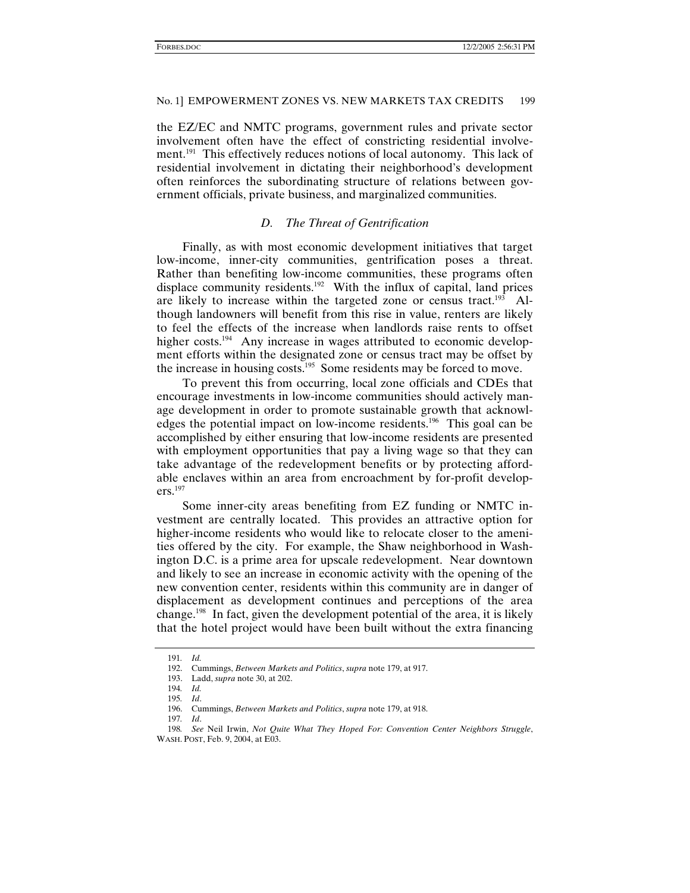the EZ/EC and NMTC programs, government rules and private sector involvement often have the effect of constricting residential involvement.[191] This effectively reduces notions of local autonomy. This lack of residential involvement in dictating their neighborhood's development often reinforces the subordinating structure of relations between government officials, private business, and marginalized communities.

### *D. The Threat of Gentrification*

Finally, as with most economic development initiatives that target low-income, inner-city communities, gentrification poses a threat. Rather than benefiting low-income communities, these programs often displace community residents.[192] With the influx of capital, land prices are likely to increase within the targeted zone or census tract.[193] Although landowners will benefit from this rise in value, renters are likely to feel the effects of the increase when landlords raise rents to offset higher costs.[194] Any increase in wages attributed to economic development efforts within the designated zone or census tract may be offset by the increase in housing costs.[195] Some residents may be forced to move.

To prevent this from occurring, local zone officials and CDEs that encourage investments in low-income communities should actively manage development in order to promote sustainable growth that acknowledges the potential impact on low-income residents.[196] This goal can be accomplished by either ensuring that low-income residents are presented with employment opportunities that pay a living wage so that they can take advantage of the redevelopment benefits or by protecting affordable enclaves within an area from encroachment by for-profit developers.[197]

Some inner-city areas benefiting from EZ funding or NMTC investment are centrally located. This provides an attractive option for higher-income residents who would like to relocate closer to the amenities offered by the city. For example, the Shaw neighborhood in Washington D.C. is a prime area for upscale redevelopment. Near downtown and likely to see an increase in economic activity with the opening of the new convention center, residents within this community are in danger of displacement as development continues and perceptions of the area change.[198] In fact, given the development potential of the area, it is likely that the hotel project would have been built without the extra financing

---

191. *Id.*

192. Cummings, *Between Markets and Politics*, *supra* note 179, at 917.

193. Ladd, *supra* note 30, at 202.

194. *Id.*

195. *Id*.

196. Cummings, *Between Markets and Politics*, *supra* note 179, at 918.

197. *Id*.

198. *See* Neil Irwin, *Not Quite What They Hoped For: Convention Center Neighbors Struggle*, WASH. POST, Feb. 9, 2004, at E03.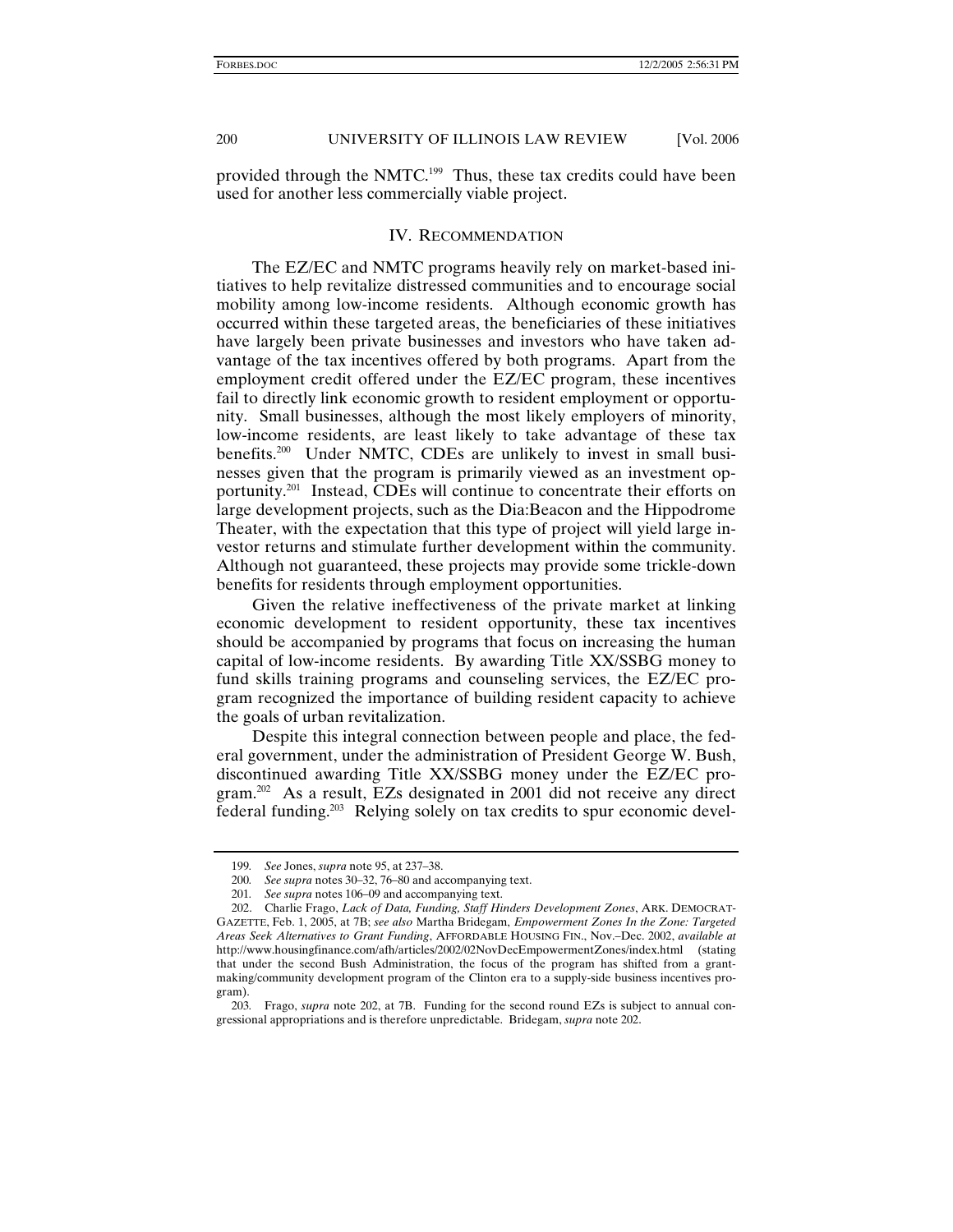provided through the NMTC.[199] Thus, these tax credits could have been used for another less commercially viable project.

## IV. RECOMMENDATION

The EZ/EC and NMTC programs heavily rely on market-based initiatives to help revitalize distressed communities and to encourage social mobility among low-income residents. Although economic growth has occurred within these targeted areas, the beneficiaries of these initiatives have largely been private businesses and investors who have taken advantage of the tax incentives offered by both programs. Apart from the employment credit offered under the EZ/EC program, these incentives fail to directly link economic growth to resident employment or opportunity. Small businesses, although the most likely employers of minority, low-income residents, are least likely to take advantage of these tax benefits.[200] Under NMTC, CDEs are unlikely to invest in small businesses given that the program is primarily viewed as an investment opportunity.[201] Instead, CDEs will continue to concentrate their efforts on large development projects, such as the Dia:Beacon and the Hippodrome Theater, with the expectation that this type of project will yield large investor returns and stimulate further development within the community. Although not guaranteed, these projects may provide some trickle-down benefits for residents through employment opportunities.

Given the relative ineffectiveness of the private market at linking economic development to resident opportunity, these tax incentives should be accompanied by programs that focus on increasing the human capital of low-income residents. By awarding Title XX/SSBG money to fund skills training programs and counseling services, the EZ/EC program recognized the importance of building resident capacity to achieve the goals of urban revitalization.

Despite this integral connection between people and place, the federal government, under the administration of President George W. Bush, discontinued awarding Title XX/SSBG money under the EZ/EC program.[202] As a result, EZs designated in 2001 did not receive any direct federal funding.[203] Relying solely on tax credits to spur economic devel-

---

199. *See* Jones, *supra* note 95, at 237–38.

200. *See supra* notes 30–32, 76–80 and accompanying text.

201. *See supra* notes 106–09 and accompanying text.

202. Charlie Frago, *Lack of Data, Funding, Staff Hinders Development Zones*, ARK. DEMOCRAT-GAZETTE, Feb. 1, 2005, at 7B; *see also* Martha Bridegam, *Empowerment Zones In the Zone: Targeted Areas Seek Alternatives to Grant Funding*, AFFORDABLE HOUSING FIN., Nov.–Dec. 2002, *available at* http://www.housingfinance.com/afh/articles/2002/02NovDecEmpowermentZones/index.html (stating that under the second Bush Administration, the focus of the program has shifted from a grant-making/community development program of the Clinton era to a supply-side business incentives program).

203. Frago, *supra* note 202, at 7B. Funding for the second round EZs is subject to annual congressional appropriations and is therefore unpredictable. Bridegam, *supra* note 202.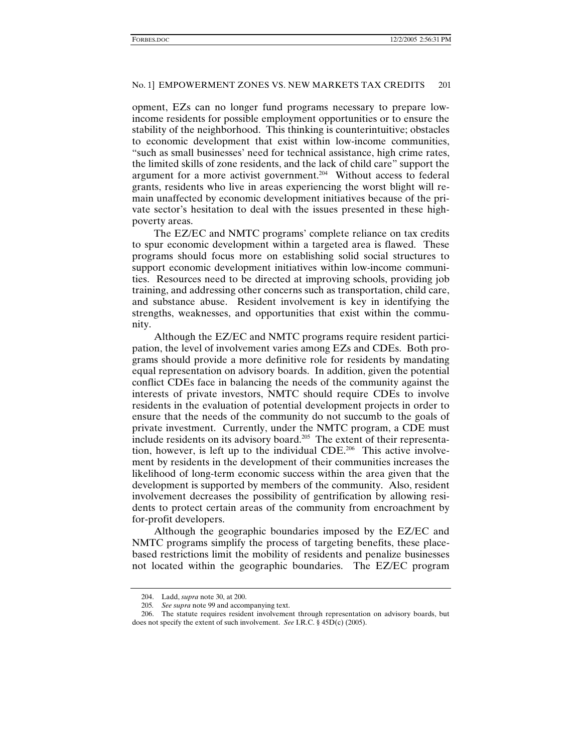opment, EZs can no longer fund programs necessary to prepare low-income residents for possible employment opportunities or to ensure the stability of the neighborhood. This thinking is counterintuitive; obstacles to economic development that exist within low-income communities, "such as small businesses' need for technical assistance, high crime rates, the limited skills of zone residents, and the lack of child care" support the argument for a more activist government.[204] Without access to federal grants, residents who live in areas experiencing the worst blight will remain unaffected by economic development initiatives because of the private sector's hesitation to deal with the issues presented in these high-poverty areas.

The EZ/EC and NMTC programs' complete reliance on tax credits to spur economic development within a targeted area is flawed. These programs should focus more on establishing solid social structures to support economic development initiatives within low-income communities. Resources need to be directed at improving schools, providing job training, and addressing other concerns such as transportation, child care, and substance abuse. Resident involvement is key in identifying the strengths, weaknesses, and opportunities that exist within the community.

Although the EZ/EC and NMTC programs require resident participation, the level of involvement varies among EZs and CDEs. Both programs should provide a more definitive role for residents by mandating equal representation on advisory boards. In addition, given the potential conflict CDEs face in balancing the needs of the community against the interests of private investors, NMTC should require CDEs to involve residents in the evaluation of potential development projects in order to ensure that the needs of the community do not succumb to the goals of private investment. Currently, under the NMTC program, a CDE must include residents on its advisory board.[205] The extent of their representation, however, is left up to the individual CDE.[206] This active involvement by residents in the development of their communities increases the likelihood of long-term economic success within the area given that the development is supported by members of the community. Also, resident involvement decreases the possibility of gentrification by allowing residents to protect certain areas of the community from encroachment by for-profit developers.

Although the geographic boundaries imposed by the EZ/EC and NMTC programs simplify the process of targeting benefits, these place-based restrictions limit the mobility of residents and penalize businesses not located within the geographic boundaries. The EZ/EC program

---

204. Ladd, *supra* note 30, at 200.

205. *See supra* note 99 and accompanying text.

206. The statute requires resident involvement through representation on advisory boards, but does not specify the extent of such involvement. *See* I.R.C. § 45D(c) (2005).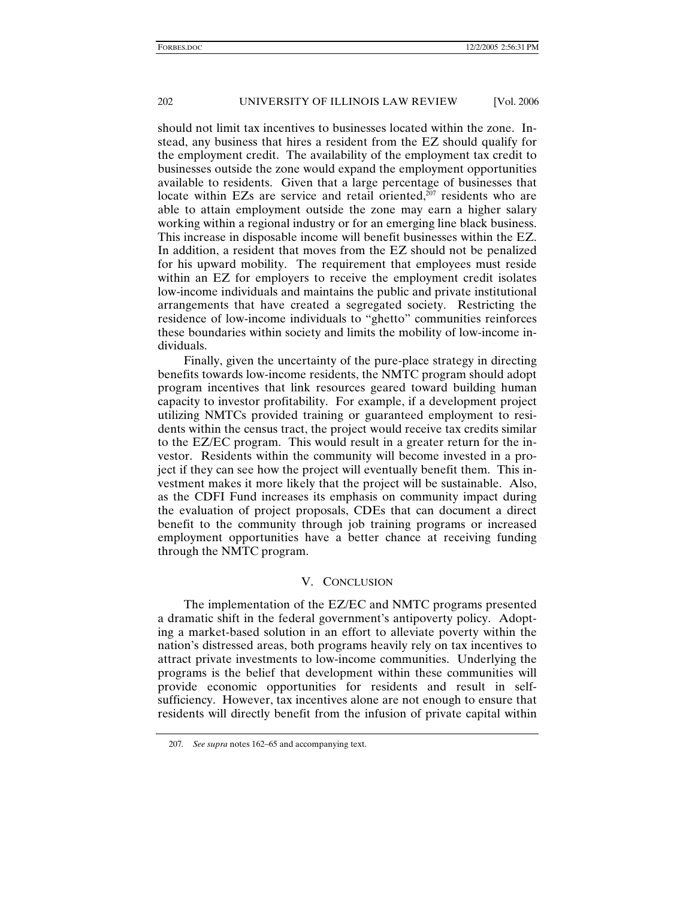should not limit tax incentives to businesses located within the zone. Instead, any business that hires a resident from the EZ should qualify for the employment credit. The availability of the employment tax credit to businesses outside the zone would expand the employment opportunities available to residents. Given that a large percentage of businesses that locate within EZs are service and retail oriented,[207] residents who are able to attain employment outside the zone may earn a higher salary working within a regional industry or for an emerging line black business. This increase in disposable income will benefit businesses within the EZ. In addition, a resident that moves from the EZ should not be penalized for his upward mobility. The requirement that employees must reside within an EZ for employers to receive the employment credit isolates low-income individuals and maintains the public and private institutional arrangements that have created a segregated society. Restricting the residence of low-income individuals to "ghetto" communities reinforces these boundaries within society and limits the mobility of low-income individuals.

Finally, given the uncertainty of the pure-place strategy in directing benefits towards low-income residents, the NMTC program should adopt program incentives that link resources geared toward building human capacity to investor profitability. For example, if a development project utilizing NMTCs provided training or guaranteed employment to residents within the census tract, the project would receive tax credits similar to the EZ/EC program. This would result in a greater return for the investor. Residents within the community will become invested in a project if they can see how the project will eventually benefit them. This investment makes it more likely that the project will be sustainable. Also, as the CDFI Fund increases its emphasis on community impact during the evaluation of project proposals, CDEs that can document a direct benefit to the community through job training programs or increased employment opportunities have a better chance at receiving funding through the NMTC program.

## V. CONCLUSION

The implementation of the EZ/EC and NMTC programs presented a dramatic shift in the federal government's antipoverty policy. Adopting a market-based solution in an effort to alleviate poverty within the nation's distressed areas, both programs heavily rely on tax incentives to attract private investments to low-income communities. Underlying the programs is the belief that development within these communities will provide economic opportunities for residents and result in self-sufficiency. However, tax incentives alone are not enough to ensure that residents will directly benefit from the infusion of private capital within

207. *See supra* notes 162–65 and accompanying text.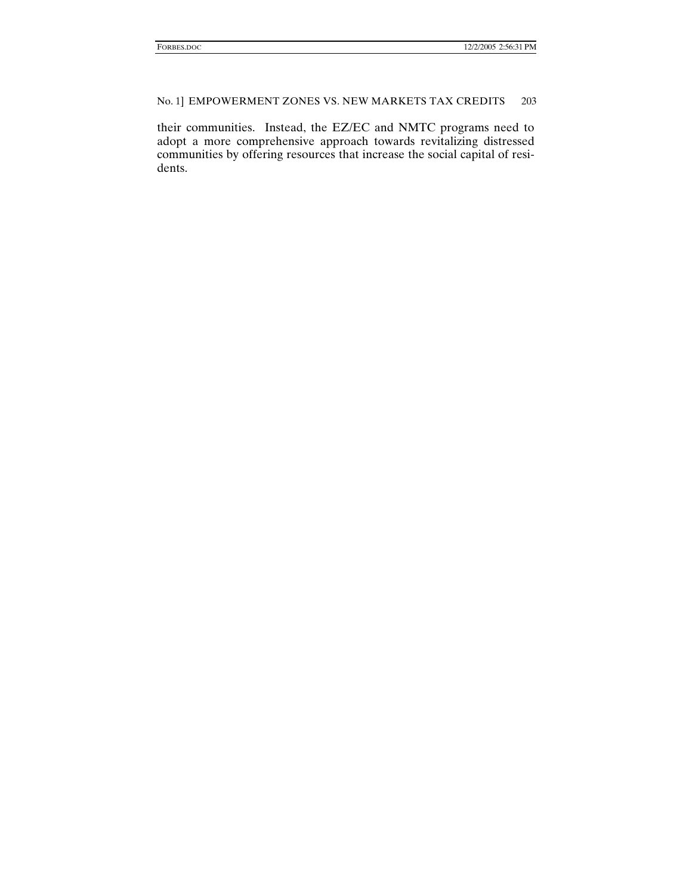their communities. Instead, the EZ/EC and NMTC programs need to adopt a more comprehensive approach towards revitalizing distressed communities by offering resources that increase the social capital of residents.